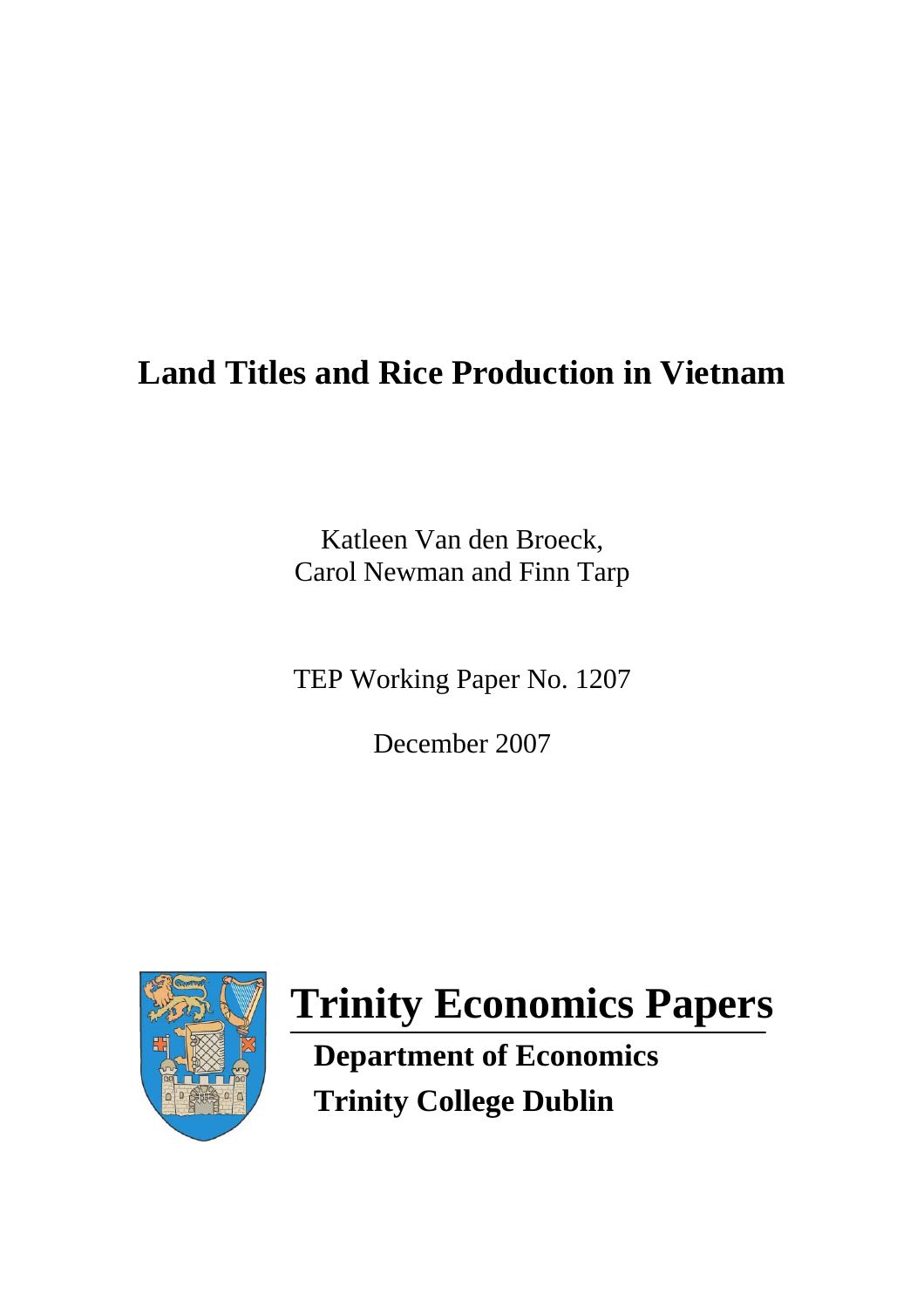# Land Titles and Rice Production in Vietnam

Katleen Van den Broeck,
Carol Newman and Finn Tarp

TEP Working Paper No. 1207

December 2007

# Trinity Economics Papers

**Department of Economics**

**Trinity College Dublin**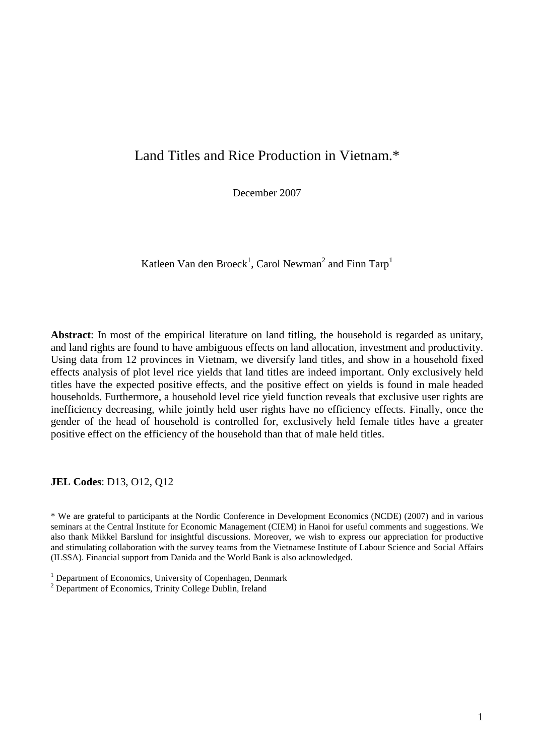# Land Titles and Rice Production in Vietnam.*

December 2007

Katleen Van den Broeck[1], Carol Newman[2] and Finn Tarp[1]

**Abstract**: In most of the empirical literature on land titling, the household is regarded as unitary, and land rights are found to have ambiguous effects on land allocation, investment and productivity. Using data from 12 provinces in Vietnam, we diversify land titles, and show in a household fixed effects analysis of plot level rice yields that land titles are indeed important. Only exclusively held titles have the expected positive effects, and the positive effect on yields is found in male headed households. Furthermore, a household level rice yield function reveals that exclusive user rights are inefficiency decreasing, while jointly held user rights have no efficiency effects. Finally, once the gender of the head of household is controlled for, exclusively held female titles have a greater positive effect on the efficiency of the household than that of male held titles.

**JEL Codes**: D13, O12, Q12

* We are grateful to participants at the Nordic Conference in Development Economics (NCDE) (2007) and in various seminars at the Central Institute for Economic Management (CIEM) in Hanoi for useful comments and suggestions. We also thank Mikkel Barslund for insightful discussions. Moreover, we wish to express our appreciation for productive and stimulating collaboration with the survey teams from the Vietnamese Institute of Labour Science and Social Affairs (ILSSA). Financial support from Danida and the World Bank is also acknowledged.

[1] Department of Economics, University of Copenhagen, Denmark
[2] Department of Economics, Trinity College Dublin, Ireland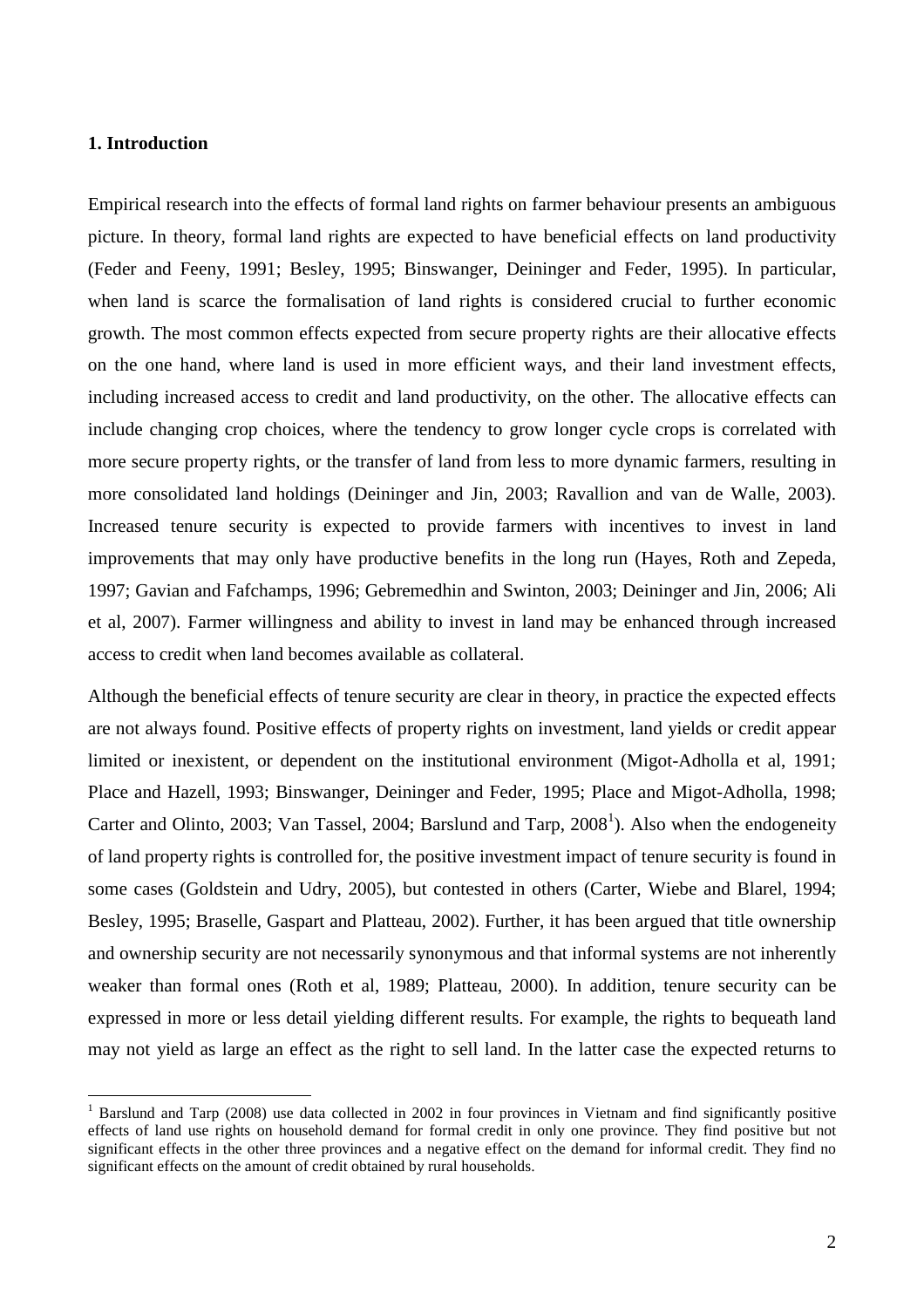## 1. Introduction

Empirical research into the effects of formal land rights on farmer behaviour presents an ambiguous picture. In theory, formal land rights are expected to have beneficial effects on land productivity (Feder and Feeny, 1991; Besley, 1995; Binswanger, Deininger and Feder, 1995). In particular, when land is scarce the formalisation of land rights is considered crucial to further economic growth. The most common effects expected from secure property rights are their allocative effects on the one hand, where land is used in more efficient ways, and their land investment effects, including increased access to credit and land productivity, on the other. The allocative effects can include changing crop choices, where the tendency to grow longer cycle crops is correlated with more secure property rights, or the transfer of land from less to more dynamic farmers, resulting in more consolidated land holdings (Deininger and Jin, 2003; Ravallion and van de Walle, 2003). Increased tenure security is expected to provide farmers with incentives to invest in land improvements that may only have productive benefits in the long run (Hayes, Roth and Zepeda, 1997; Gavian and Fafchamps, 1996; Gebremedhin and Swinton, 2003; Deininger and Jin, 2006; Ali et al, 2007). Farmer willingness and ability to invest in land may be enhanced through increased access to credit when land becomes available as collateral.

Although the beneficial effects of tenure security are clear in theory, in practice the expected effects are not always found. Positive effects of property rights on investment, land yields or credit appear limited or inexistent, or dependent on the institutional environment (Migot-Adholla et al, 1991; Place and Hazell, 1993; Binswanger, Deininger and Feder, 1995; Place and Migot-Adholla, 1998; Carter and Olinto, 2003; Van Tassel, 2004; Barslund and Tarp, 2008[1]). Also when the endogeneity of land property rights is controlled for, the positive investment impact of tenure security is found in some cases (Goldstein and Udry, 2005), but contested in others (Carter, Wiebe and Blarel, 1994; Besley, 1995; Braselle, Gaspart and Platteau, 2002). Further, it has been argued that title ownership and ownership security are not necessarily synonymous and that informal systems are not inherently weaker than formal ones (Roth et al, 1989; Platteau, 2000). In addition, tenure security can be expressed in more or less detail yielding different results. For example, the rights to bequeath land may not yield as large an effect as the right to sell land. In the latter case the expected returns to

[1] Barslund and Tarp (2008) use data collected in 2002 in four provinces in Vietnam and find significantly positive effects of land use rights on household demand for formal credit in only one province. They find positive but not significant effects in the other three provinces and a negative effect on the demand for informal credit. They find no significant effects in the amount of credit obtained by rural households.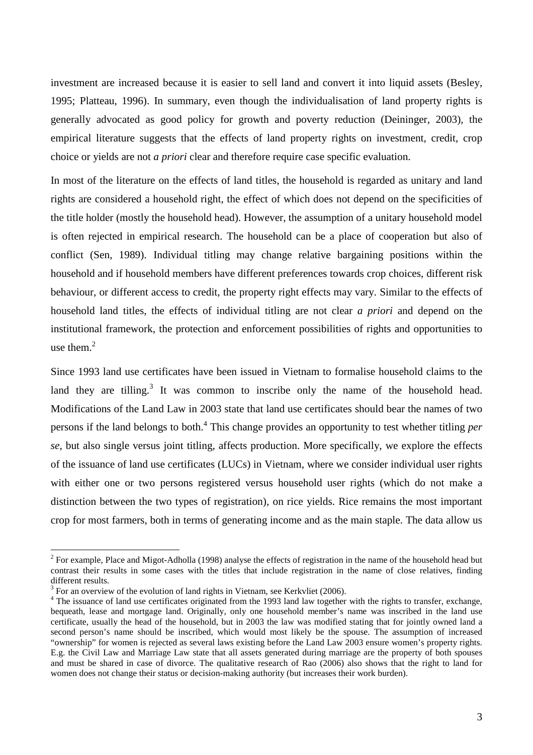investment are increased because it is easier to sell land and convert it into liquid assets (Besley, 1995; Platteau, 1996). In summary, even though the individualisation of land property rights is generally advocated as good policy for growth and poverty reduction (Deininger, 2003), the empirical literature suggests that the effects of land property rights on investment, credit, crop choice or yields are not *a priori* clear and therefore require case specific evaluation.

In most of the literature on the effects of land titles, the household is regarded as unitary and land rights are considered a household right, the effect of which does not depend on the specificities of the title holder (mostly the household head). However, the assumption of a unitary household model is often rejected in empirical research. The household can be a place of cooperation but also of conflict (Sen, 1989). Individual titling may change relative bargaining positions within the household and if household members have different preferences towards crop choices, different risk behaviour, or different access to credit, the property right effects may vary. Similar to the effects of household land titles, the effects of individual titling are not clear *a priori* and depend on the institutional framework, the protection and enforcement possibilities of rights and opportunities to use them.[2]

Since 1993 land use certificates have been issued in Vietnam to formalise household claims to the land they are tilling.[3] It was common to inscribe only the name of the household head. Modifications of the Land Law in 2003 state that land use certificates should bear the names of two persons if the land belongs to both.[4] This change provides an opportunity to test whether titling *per se*, but also single versus joint titling, affects production. More specifically, we explore the effects of the issuance of land use certificates (LUCs) in Vietnam, where we consider individual user rights with either one or two persons registered versus household user rights (which do not make a distinction between the two types of registration), on rice yields. Rice remains the most important crop for most farmers, both in terms of generating income and as the main staple. The data allow us

---

[2] For example, Place and Migot-Adholla (1998) analyse the effects of registration in the name of the household head but contrast their results in some cases with the titles that include registration in the name of close relatives, finding different results.

[3] For an overview of the evolution of land rights in Vietnam, see Kerkvliet (2006).

[4] The issuance of land use certificates originated from the 1993 land law together with the rights to transfer, exchange, bequeath, lease and mortgage land. Originally, only one household member's name was inscribed in the land use certificate, usually the head of the household, but in 2003 the law was modified stating that for jointly owned land a second person's name should be inscribed, which would most likely be the spouse. The assumption of increased "ownership" for women is rejected as several laws existing before the Land Law 2003 ensure women's property rights. E.g. the Civil Law and Marriage Law state that all assets generated during marriage are the property of both spouses and must be shared in case of divorce. The qualitative research of Rao (2006) also shows that the right to land for women does not change their status or decision-making authority (but increases their work burden).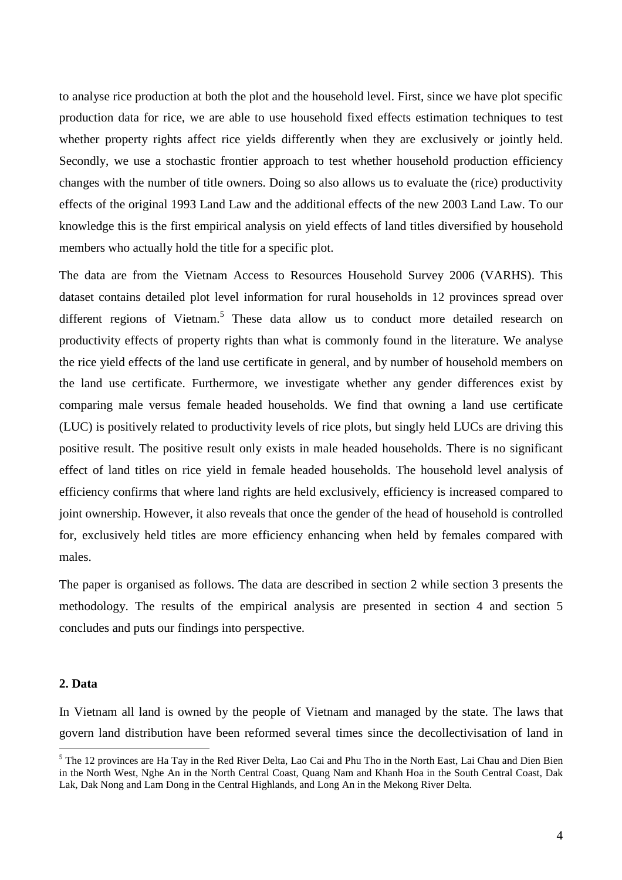to analyse rice production at both the plot and the household level. First, since we have plot specific production data for rice, we are able to use household fixed effects estimation techniques to test whether property rights affect rice yields differently when they are exclusively or jointly held. Secondly, we use a stochastic frontier approach to test whether household production efficiency changes with the number of title owners. Doing so also allows us to evaluate the (rice) productivity effects of the original 1993 Land Law and the additional effects of the new 2003 Land Law. To our knowledge this is the first empirical analysis on yield effects of land titles diversified by household members who actually hold the title for a specific plot.

The data are from the Vietnam Access to Resources Household Survey 2006 (VARHS). This dataset contains detailed plot level information for rural households in 12 provinces spread over different regions of Vietnam.[5] These data allow us to conduct more detailed research on productivity effects of property rights than what is commonly found in the literature. We analyse the rice yield effects of the land use certificate in general, and by number of household members on the land use certificate. Furthermore, we investigate whether any gender differences exist by comparing male versus female headed households. We find that owning a land use certificate (LUC) is positively related to productivity levels of rice plots, but singly held LUCs are driving this positive result. The positive result only exists in male headed households. There is no significant effect of land titles on rice yield in female headed households. The household level analysis of efficiency confirms that where land rights are held exclusively, efficiency is increased compared to joint ownership. However, it also reveals that once the gender of the head of household is controlled for, exclusively held titles are more efficiency enhancing when held by females compared with males.

The paper is organised as follows. The data are described in section 2 while section 3 presents the methodology. The results of the empirical analysis are presented in section 4 and section 5 concludes and puts our findings into perspective.

## 2. Data

In Vietnam all land is owned by the people of Vietnam and managed by the state. The laws that govern land distribution have been reformed several times since the decollectivisation of land in

[5] The 12 provinces are Ha Tay in the Red River Delta, Lao Cai and Phu Tho in the North East, Lai Chau and Dien Bien in the North West, Nghe An in the North Central Coast, Quang Nam and Khanh Hoa in the South Central Coast, Dak Lak, Dak Nong and Lam Dong in the Central Highlands, and Long An in the Mekong River Delta.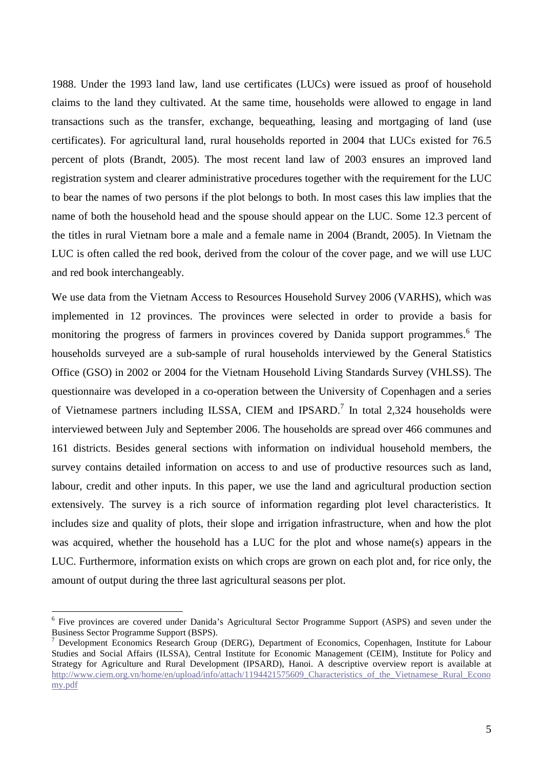1988. Under the 1993 land law, land use certificates (LUCs) were issued as proof of household claims to the land they cultivated. At the same time, households were allowed to engage in land transactions such as the transfer, exchange, bequeathing, leasing and mortgaging of land (use certificates). For agricultural land, rural households reported in 2004 that LUCs existed for 76.5 percent of plots (Brandt, 2005). The most recent land law of 2003 ensures an improved land registration system and clearer administrative procedures together with the requirement for the LUC to bear the names of two persons if the plot belongs to both. In most cases this law implies that the name of both the household head and the spouse should appear on the LUC. Some 12.3 percent of the titles in rural Vietnam bore a male and a female name in 2004 (Brandt, 2005). In Vietnam the LUC is often called the red book, derived from the colour of the cover page, and we will use LUC and red book interchangeably.

We use data from the Vietnam Access to Resources Household Survey 2006 (VARHS), which was implemented in 12 provinces. The provinces were selected in order to provide a basis for monitoring the progress of farmers in provinces covered by Danida support programmes.[6] The households surveyed are a sub-sample of rural households interviewed by the General Statistics Office (GSO) in 2002 or 2004 for the Vietnam Household Living Standards Survey (VHLSS). The questionnaire was developed in a co-operation between the University of Copenhagen and a series of Vietnamese partners including ILSSA, CIEM and IPSARD.[7] In total 2,324 households were interviewed between July and September 2006. The households are spread over 466 communes and 161 districts. Besides general sections with information on individual household members, the survey contains detailed information on access to and use of productive resources such as land, labour, credit and other inputs. In this paper, we use the land and agricultural production section extensively. The survey is a rich source of information regarding plot level characteristics. It includes size and quality of plots, their slope and irrigation infrastructure, when and how the plot was acquired, whether the household has a LUC for the plot and whose name(s) appears in the LUC. Furthermore, information exists on which crops are grown on each plot and, for rice only, the amount of output during the three last agricultural seasons per plot.

---

[6] Five provinces are covered under Danida's Agricultural Sector Programme Support (ASPS) and seven under the Business Sector Programme Support (BSPS).

[7] Development Economics Research Group (DERG), Department of Economics, Copenhagen, Institute for Labour Studies and Social Affairs (ILSSA), Central Institute for Economic Management (CEIM), Institute for Policy and Strategy for Agriculture and Rural Development (IPSARD), Hanoi. A descriptive overview report is available at http://www.ciem.org.vn/home/en/upload/info/attach/1194421575609_Characteristics_of_the_Vietnamese_Rural_Economy.pdf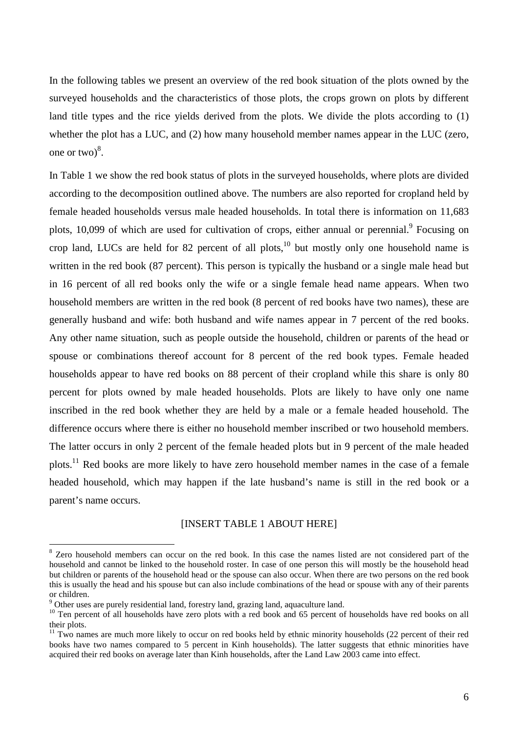In the following tables we present an overview of the red book situation of the plots owned by the surveyed households and the characteristics of those plots, the crops grown on plots by different land title types and the rice yields derived from the plots. We divide the plots according to (1) whether the plot has a LUC, and (2) how many household member names appear in the LUC (zero, one or two)[8].

In Table 1 we show the red book status of plots in the surveyed households, where plots are divided according to the decomposition outlined above. The numbers are also reported for cropland held by female headed households versus male headed households. In total there is information on 11,683 plots, 10,099 of which are used for cultivation of crops, either annual or perennial.[9] Focusing on crop land, LUCs are held for 82 percent of all plots,[10] but mostly only one household name is written in the red book (87 percent). This person is typically the husband or a single male head but in 16 percent of all red books only the wife or a single female head name appears. When two household members are written in the red book (8 percent of red books have two names), these are generally husband and wife: both husband and wife names appear in 7 percent of the red books. Any other name situation, such as people outside the household, children or parents of the head or spouse or combinations thereof account for 8 percent of the red book types. Female headed households appear to have red books on 88 percent of their cropland while this share is only 80 percent for plots owned by male headed households. Plots are likely to have only one name inscribed in the red book whether they are held by a male or a female headed household. The difference occurs where there is either no household member inscribed or two household members. The latter occurs in only 2 percent of the female headed plots but in 9 percent of the male headed plots.[11] Red books are more likely to have zero household member names in the case of a female headed household, which may happen if the late husband's name is still in the red book or a parent's name occurs.

[INSERT TABLE 1 ABOUT HERE]

---

[8] Zero household members can occur on the red book. In this case the names listed are not considered part of the household and cannot be linked to the household roster. In case of one person this will mostly be the household head but children or parents of the household head or the spouse can also occur. When there are two persons on the red book this is usually the head and his spouse but can also include combinations of the head or spouse with any of their parents or children.

[9] Other uses are purely residential land, forestry land, grazing land, aquaculture land.

[10] Ten percent of all households have zero plots with a red book and 65 percent of households have red books on all their plots.

[11] Two names are much more likely to occur on red books held by ethnic minority households (22 percent of their red books have two names compared to 5 percent in Kinh households). The latter suggests that ethnic minorities have acquired their red books on average later than Kinh households, after the Land Law 2003 came into effect.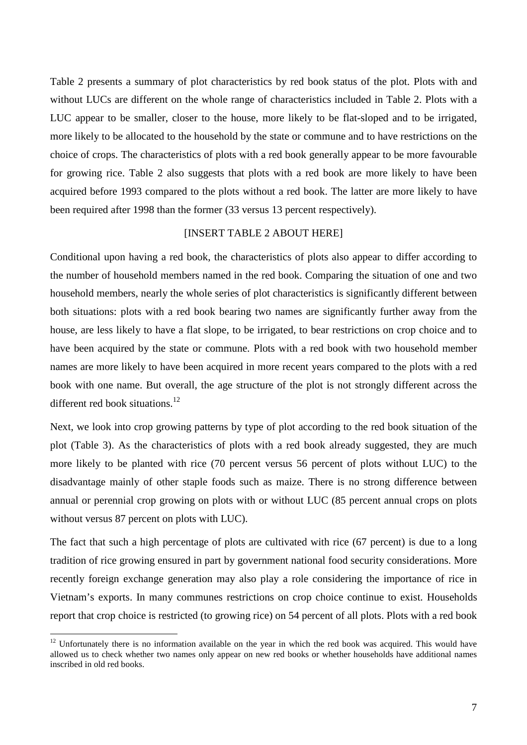Table 2 presents a summary of plot characteristics by red book status of the plot. Plots with and without LUCs are different on the whole range of characteristics included in Table 2. Plots with a LUC appear to be smaller, closer to the house, more likely to be flat-sloped and to be irrigated, more likely to be allocated to the household by the state or commune and to have restrictions on the choice of crops. The characteristics of plots with a red book generally appear to be more favourable for growing rice. Table 2 also suggests that plots with a red book are more likely to have been acquired before 1993 compared to the plots without a red book. The latter are more likely to have been required after 1998 than the former (33 versus 13 percent respectively).

[INSERT TABLE 2 ABOUT HERE]

Conditional upon having a red book, the characteristics of plots also appear to differ according to the number of household members named in the red book. Comparing the situation of one and two household members, nearly the whole series of plot characteristics is significantly different between both situations: plots with a red book bearing two names are significantly further away from the house, are less likely to have a flat slope, to be irrigated, to bear restrictions on crop choice and to have been acquired by the state or commune. Plots with a red book with two household member names are more likely to have been acquired in more recent years compared to the plots with a red book with one name. But overall, the age structure of the plot is not strongly different across the different red book situations.[12]

Next, we look into crop growing patterns by type of plot according to the red book situation of the plot (Table 3). As the characteristics of plots with a red book already suggested, they are much more likely to be planted with rice (70 percent versus 56 percent of plots without LUC) to the disadvantage mainly of other staple foods such as maize. There is no strong difference between annual or perennial crop growing on plots with or without LUC (85 percent annual crops on plots without versus 87 percent on plots with LUC).

The fact that such a high percentage of plots are cultivated with rice (67 percent) is due to a long tradition of rice growing ensured in part by government national food security considerations. More recently foreign exchange generation may also play a role considering the importance of rice in Vietnam's exports. In many communes restrictions on crop choice continue to exist. Households report that crop choice is restricted (to growing rice) on 54 percent of all plots. Plots with a red book

[12] Unfortunately there is no information available on the year in which the red book was acquired. This would have allowed us to check whether two names only appear on new red books or whether households have additional names inscribed in old red books.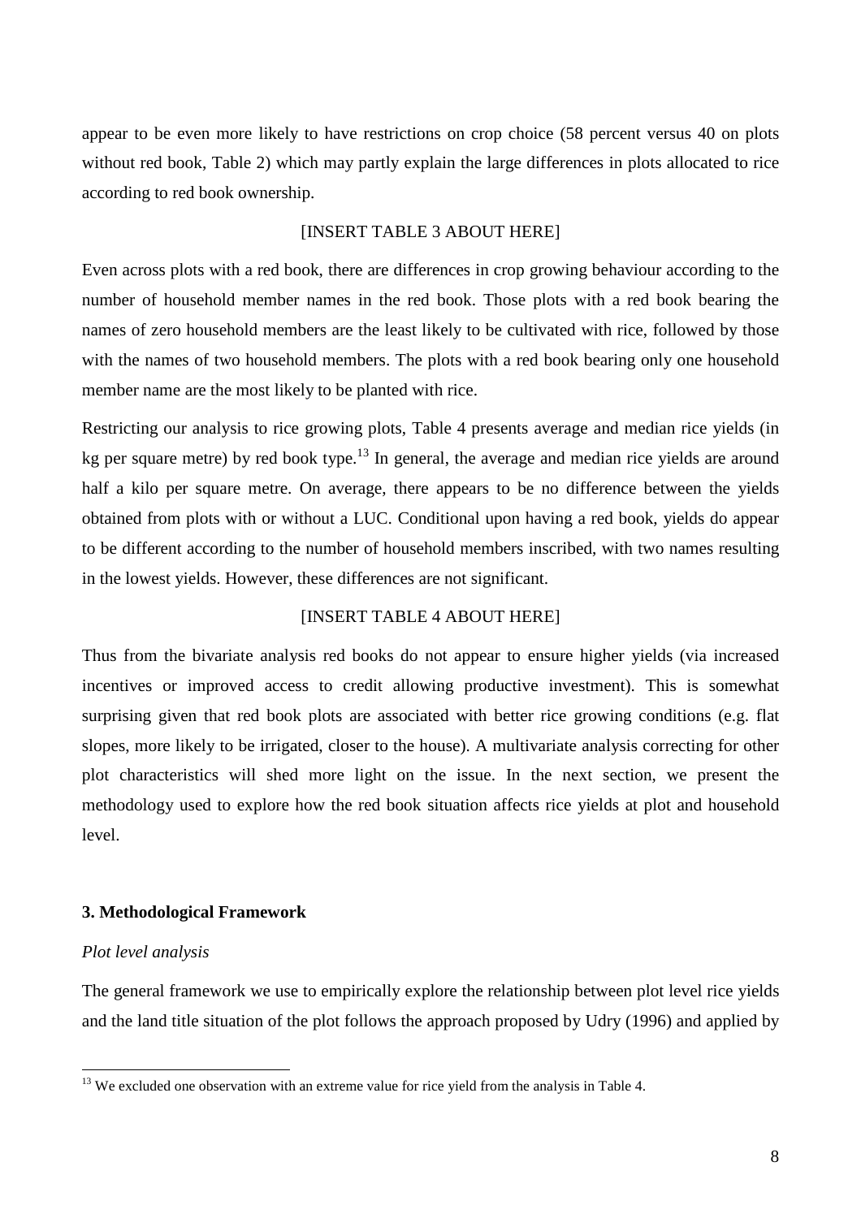appear to be even more likely to have restrictions on crop choice (58 percent versus 40 on plots without red book, Table 2) which may partly explain the large differences in plots allocated to rice according to red book ownership.

[INSERT TABLE 3 ABOUT HERE]

Even across plots with a red book, there are differences in crop growing behaviour according to the number of household member names in the red book. Those plots with a red book bearing the names of zero household members are the least likely to be cultivated with rice, followed by those with the names of two household members. The plots with a red book bearing only one household member name are the most likely to be planted with rice.

Restricting our analysis to rice growing plots, Table 4 presents average and median rice yields (in kg per square metre) by red book type.[13] In general, the average and median rice yields are around half a kilo per square metre. On average, there appears to be no difference between the yields obtained from plots with or without a LUC. Conditional upon having a red book, yields do appear to be different according to the number of household members inscribed, with two names resulting in the lowest yields. However, these differences are not significant.

[INSERT TABLE 4 ABOUT HERE]

Thus from the bivariate analysis red books do not appear to ensure higher yields (via increased incentives or improved access to credit allowing productive investment). This is somewhat surprising given that red book plots are associated with better rice growing conditions (e.g. flat slopes, more likely to be irrigated, closer to the house). A multivariate analysis correcting for other plot characteristics will shed more light on the issue. In the next section, we present the methodology used to explore how the red book situation affects rice yields at plot and household level.

## 3. Methodological Framework

*Plot level analysis*

The general framework we use to empirically explore the relationship between plot level rice yields and the land title situation of the plot follows the approach proposed by Udry (1996) and applied by

[13] We excluded one observation with an extreme value for rice yield from the analysis in Table 4.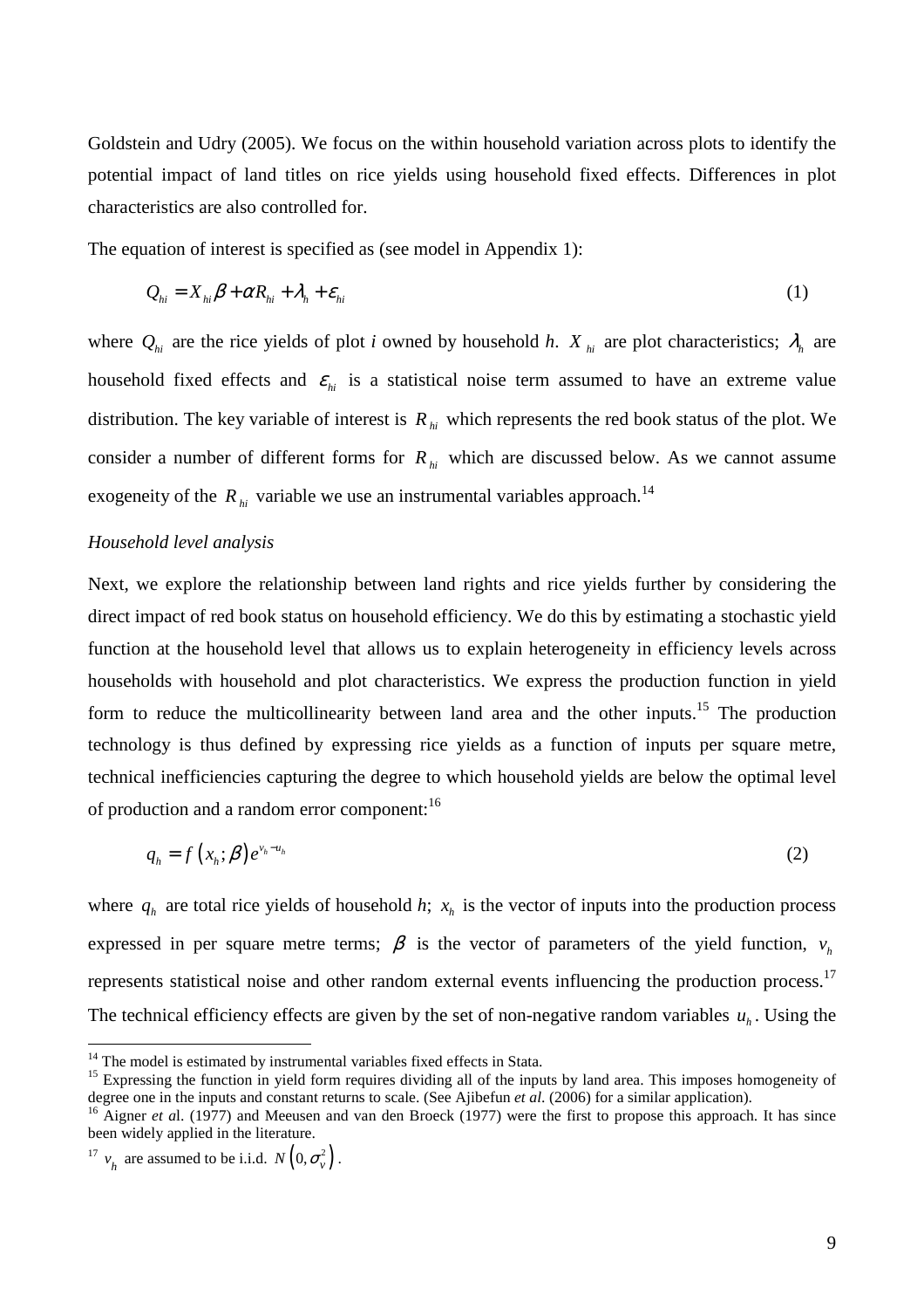Goldstein and Udry (2005). We focus on the within household variation across plots to identify the potential impact of land titles on rice yields using household fixed effects. Differences in plot characteristics are also controlled for.

The equation of interest is specified as (see model in Appendix 1):

$$Q_{hi} = X_{hi}\beta + \alpha R_{hi} + \lambda_h + \varepsilon_{hi} \tag{1}$$

where $Q_{hi}$ are the rice yields of plot *i* owned by household *h*. $X_{hi}$ are plot characteristics; $\lambda_h$ are household fixed effects and $\varepsilon_{hi}$ is a statistical noise term assumed to have an extreme value distribution. The key variable of interest is $R_{hi}$ which represents the red book status of the plot. We consider a number of different forms for $R_{hi}$ which are discussed below. As we cannot assume exogeneity of the $R_{hi}$ variable we use an instrumental variables approach.[14]

*Household level analysis*

Next, we explore the relationship between land rights and rice yields further by considering the direct impact of red book status on household efficiency. We do this by estimating a stochastic yield function at the household level that allows us to explain heterogeneity in efficiency levels across households with household and plot characteristics. We express the production function in yield form to reduce the multicollinearity between land area and the other inputs.[15] The production technology is thus defined by expressing rice yields as a function of inputs per square metre, technical inefficiencies capturing the degree to which household yields are below the optimal level of production and a random error component:[16]

$$q_h = f\left(x_h;\beta\right)e^{v_h - u_h} \tag{2}$$

where $q_h$ are total rice yields of household *h*; $x_h$ is the vector of inputs into the production process expressed in per square metre terms; $\beta$ is the vector of parameters of the yield function, $v_h$ represents statistical noise and other random external events influencing the production process.[17] The technical efficiency effects are given by the set of non-negative random variables $u_h$. Using the

---

[14] The model is estimated by instrumental variables fixed effects in Stata.

[15] Expressing the function in yield form requires dividing all of the inputs by land area. This imposes homogeneity of degree one in the inputs and constant returns to scale. (See Ajibefun *et al*. (2006) for a similar application).

[16] Aigner *et a*l. (1977) and Meeusen and van den Broeck (1977) were the first to propose this approach. It has since been widely applied in the literature.

[17] $v_h$ are assumed to be i.i.d. $N\left(0,\sigma_v^2\right)$.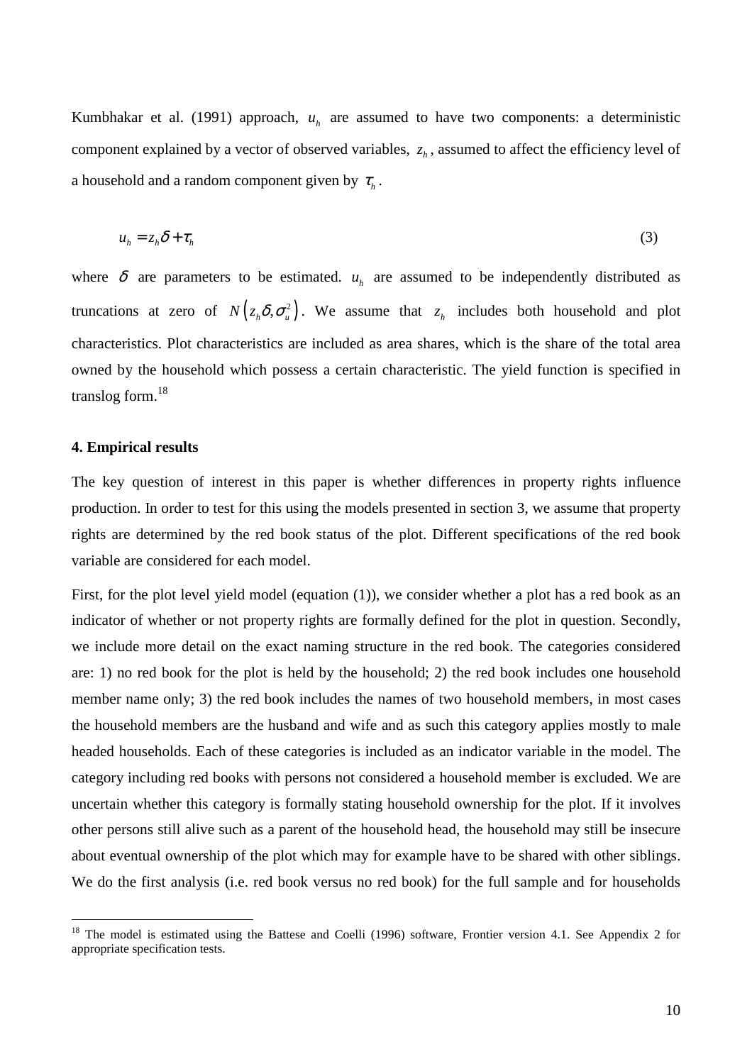Kumbhakar et al. (1991) approach, $u_h$ are assumed to have two components: a deterministic component explained by a vector of observed variables, $z_h$, assumed to affect the efficiency level of a household and a random component given by $\tau_h$.

$$u_h = z_h \delta + \tau_h \tag{3}$$

where $\delta$ are parameters to be estimated. $u_h$ are assumed to be independently distributed as truncations at zero of $N\left(z_h \delta, \sigma_u^2\right)$. We assume that $z_h$ includes both household and plot characteristics. Plot characteristics are included as area shares, which is the share of the total area owned by the household which possess a certain characteristic. The yield function is specified in translog form.[18]

#### 4. Empirical results

The key question of interest in this paper is whether differences in property rights influence production. In order to test for this using the models presented in section 3, we assume that property rights are determined by the red book status of the plot. Different specifications of the red book variable are considered for each model.

First, for the plot level yield model (equation (1)), we consider whether a plot has a red book as an indicator of whether or not property rights are formally defined for the plot in question. Secondly, we include more detail on the exact naming structure in the red book. The categories considered are: 1) no red book for the plot is held by the household; 2) the red book includes one household member name only; 3) the red book includes the names of two household members, in most cases the household members are the husband and wife and as such this category applies mostly to male headed households. Each of these categories is included as an indicator variable in the model. The category including red books with persons not considered a household member is excluded. We are uncertain whether this category is formally stating household ownership for the plot. If it involves other persons still alive such as a parent of the household head, the household may still be insecure about eventual ownership of the plot which may for example have to be shared with other siblings. We do the first analysis (i.e. red book versus no red book) for the full sample and for households

---

[18] The model is estimated using the Battese and Coelli (1996) software, Frontier version 4.1. See Appendix 2 for appropriate specification tests.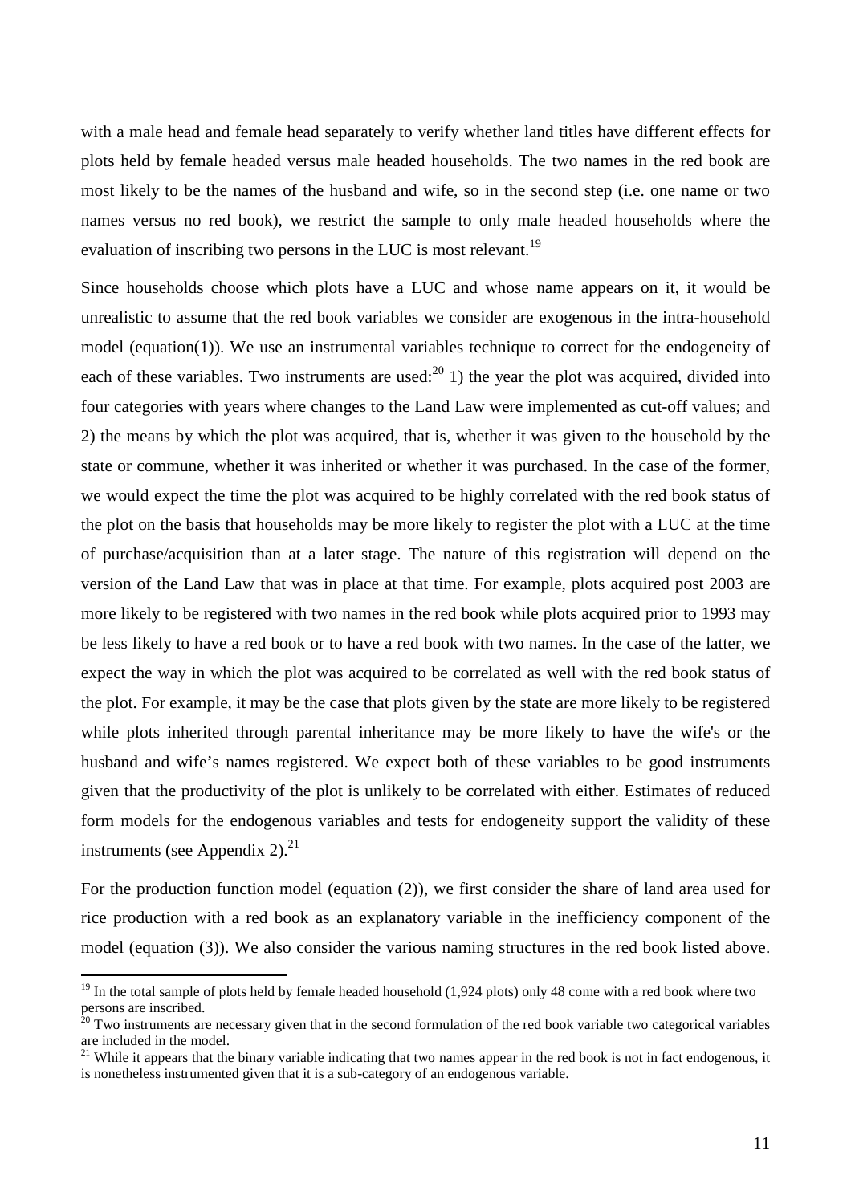with a male head and female head separately to verify whether land titles have different effects for plots held by female headed versus male headed households. The two names in the red book are most likely to be the names of the husband and wife, so in the second step (i.e. one name or two names versus no red book), we restrict the sample to only male headed households where the evaluation of inscribing two persons in the LUC is most relevant.[19]

Since households choose which plots have a LUC and whose name appears on it, it would be unrealistic to assume that the red book variables we consider are exogenous in the intra-household model (equation(1)). We use an instrumental variables technique to correct for the endogeneity of each of these variables. Two instruments are used:[20] 1) the year the plot was acquired, divided into four categories with years where changes to the Land Law were implemented as cut-off values; and 2) the means by which the plot was acquired, that is, whether it was given to the household by the state or commune, whether it was inherited or whether it was purchased. In the case of the former, we would expect the time the plot was acquired to be highly correlated with the red book status of the plot on the basis that households may be more likely to register the plot with a LUC at the time of purchase/acquisition than at a later stage. The nature of this registration will depend on the version of the Land Law that was in place at that time. For example, plots acquired post 2003 are more likely to be registered with two names in the red book while plots acquired prior to 1993 may be less likely to have a red book or to have a red book with two names. In the case of the latter, we expect the way in which the plot was acquired to be correlated as well with the red book status of the plot. For example, it may be the case that plots given by the state are more likely to be registered while plots inherited through parental inheritance may be more likely to have the wife's or the husband and wife's names registered. We expect both of these variables to be good instruments given that the productivity of the plot is unlikely to be correlated with either. Estimates of reduced form models for the endogenous variables and tests for endogeneity support the validity of these instruments (see Appendix 2).[21]

For the production function model (equation (2)), we first consider the share of land area used for rice production with a red book as an explanatory variable in the inefficiency component of the model (equation (3)). We also consider the various naming structures in the red book listed above.

---

[19] In the total sample of plots held by female headed household (1,924 plots) only 48 come with a red book where two persons are inscribed.

[20] Two instruments are necessary given that in the second formulation of the red book variable two categorical variables are included in the model.

[21] While it appears that the binary variable indicating that two names appear in the red book is not in fact endogenous, it is nonetheless instrumented given that it is a sub-category of an endogenous variable.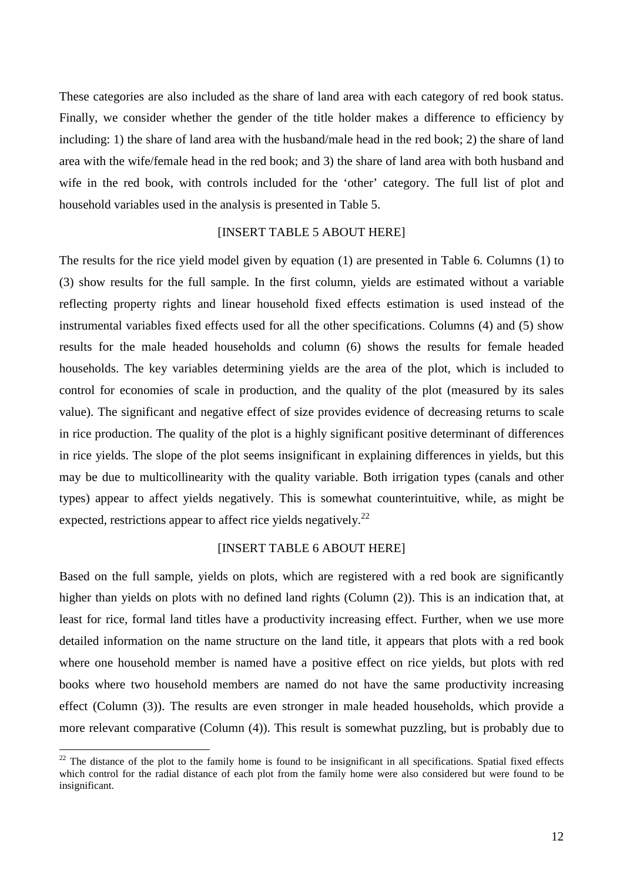These categories are also included as the share of land area with each category of red book status. Finally, we consider whether the gender of the title holder makes a difference to efficiency by including: 1) the share of land area with the husband/male head in the red book; 2) the share of land area with the wife/female head in the red book; and 3) the share of land area with both husband and wife in the red book, with controls included for the 'other' category. The full list of plot and household variables used in the analysis is presented in Table 5.

[INSERT TABLE 5 ABOUT HERE]

The results for the rice yield model given by equation (1) are presented in Table 6. Columns (1) to (3) show results for the full sample. In the first column, yields are estimated without a variable reflecting property rights and linear household fixed effects estimation is used instead of the instrumental variables fixed effects used for all the other specifications. Columns (4) and (5) show results for the male headed households and column (6) shows the results for female headed households. The key variables determining yields are the area of the plot, which is included to control for economies of scale in production, and the quality of the plot (measured by its sales value). The significant and negative effect of size provides evidence of decreasing returns to scale in rice production. The quality of the plot is a highly significant positive determinant of differences in rice yields. The slope of the plot seems insignificant in explaining differences in yields, but this may be due to multicollinearity with the quality variable. Both irrigation types (canals and other types) appear to affect yields negatively. This is somewhat counterintuitive, while, as might be expected, restrictions appear to affect rice yields negatively.[22]

[INSERT TABLE 6 ABOUT HERE]

Based on the full sample, yields on plots, which are registered with a red book are significantly higher than yields on plots with no defined land rights (Column (2)). This is an indication that, at least for rice, formal land titles have a productivity increasing effect. Further, when we use more detailed information on the name structure on the land title, it appears that plots with a red book where one household member is named have a positive effect on rice yields, but plots with red books where two household members are named do not have the same productivity increasing effect (Column (3)). The results are even stronger in male headed households, which provide a more relevant comparative (Column (4)). This result is somewhat puzzling, but is probably due to

[22] The distance of the plot to the family home is found to be insignificant in all specifications. Spatial fixed effects which control for the radial distance of each plot from the family home were also considered but were found to be insignificant.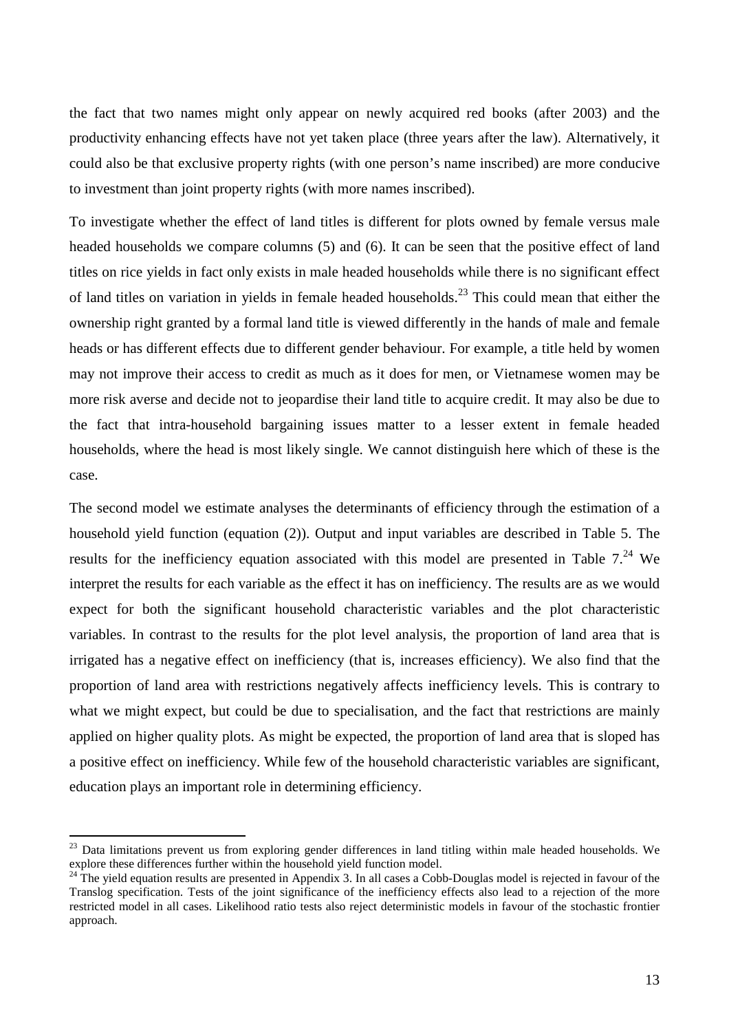the fact that two names might only appear on newly acquired red books (after 2003) and the productivity enhancing effects have not yet taken place (three years after the law). Alternatively, it could also be that exclusive property rights (with one person's name inscribed) are more conducive to investment than joint property rights (with more names inscribed).

To investigate whether the effect of land titles is different for plots owned by female versus male headed households we compare columns (5) and (6). It can be seen that the positive effect of land titles on rice yields in fact only exists in male headed households while there is no significant effect of land titles on variation in yields in female headed households.[23] This could mean that either the ownership right granted by a formal land title is viewed differently in the hands of male and female heads or has different effects due to different gender behaviour. For example, a title held by women may not improve their access to credit as much as it does for men, or Vietnamese women may be more risk averse and decide not to jeopardise their land title to acquire credit. It may also be due to the fact that intra-household bargaining issues matter to a lesser extent in female headed households, where the head is most likely single. We cannot distinguish here which of these is the case.

The second model we estimate analyses the determinants of efficiency through the estimation of a household yield function (equation (2)). Output and input variables are described in Table 5. The results for the inefficiency equation associated with this model are presented in Table 7.[24] We interpret the results for each variable as the effect it has on inefficiency. The results are as we would expect for both the significant household characteristic variables and the plot characteristic variables. In contrast to the results for the plot level analysis, the proportion of land area that is irrigated has a negative effect on inefficiency (that is, increases efficiency). We also find that the proportion of land area with restrictions negatively affects inefficiency levels. This is contrary to what we might expect, but could be due to specialisation, and the fact that restrictions are mainly applied on higher quality plots. As might be expected, the proportion of land area that is sloped has a positive effect on inefficiency. While few of the household characteristic variables are significant, education plays an important role in determining efficiency.

[23] Data limitations prevent us from exploring gender differences in land titling within male headed households. We explore these differences further within the household yield function model.

[24] The yield equation results are presented in Appendix 3. In all cases a Cobb-Douglas model is rejected in favour of the Translog specification. Tests of the joint significance of the inefficiency effects also lead to a rejection of the more restricted model in all cases. Likelihood ratio tests also reject deterministic models in favour of the stochastic frontier approach.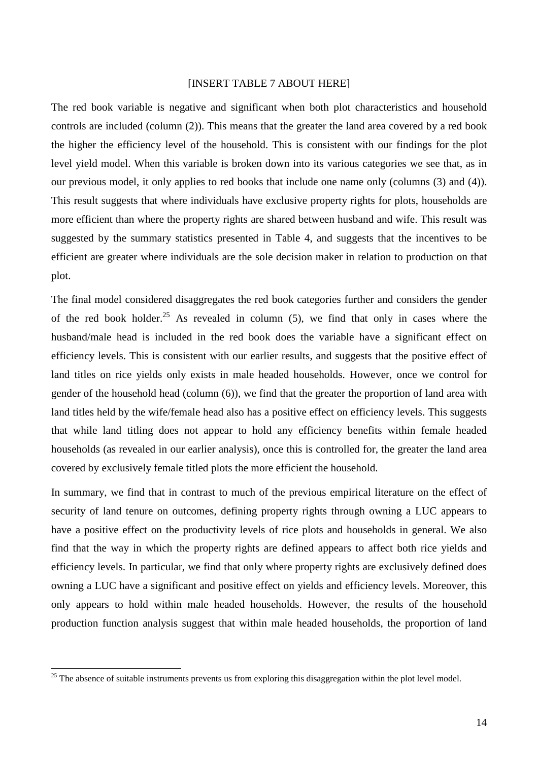[INSERT TABLE 7 ABOUT HERE]

The red book variable is negative and significant when both plot characteristics and household controls are included (column (2)). This means that the greater the land area covered by a red book the higher the efficiency level of the household. This is consistent with our findings for the plot level yield model. When this variable is broken down into its various categories we see that, as in our previous model, it only applies to red books that include one name only (columns (3) and (4)). This result suggests that where individuals have exclusive property rights for plots, households are more efficient than where the property rights are shared between husband and wife. This result was suggested by the summary statistics presented in Table 4, and suggests that the incentives to be efficient are greater where individuals are the sole decision maker in relation to production on that plot.

The final model considered disaggregates the red book categories further and considers the gender of the red book holder.[25] As revealed in column (5), we find that only in cases where the husband/male head is included in the red book does the variable have a significant effect on efficiency levels. This is consistent with our earlier results, and suggests that the positive effect of land titles on rice yields only exists in male headed households. However, once we control for gender of the household head (column (6)), we find that the greater the proportion of land area with land titles held by the wife/female head also has a positive effect on efficiency levels. This suggests that while land titling does not appear to hold any efficiency benefits within female headed households (as revealed in our earlier analysis), once this is controlled for, the greater the land area covered by exclusively female titled plots the more efficient the household.

In summary, we find that in contrast to much of the previous empirical literature on the effect of security of land tenure on outcomes, defining property rights through owning a LUC appears to have a positive effect on the productivity levels of rice plots and households in general. We also find that the way in which the property rights are defined appears to affect both rice yields and efficiency levels. In particular, we find that only where property rights are exclusively defined does owning a LUC have a significant and positive effect on yields and efficiency levels. Moreover, this only appears to hold within male headed households. However, the results of the household production function analysis suggest that within male headed households, the proportion of land

[25] The absence of suitable instruments prevents us from exploring this disaggregation within the plot level model.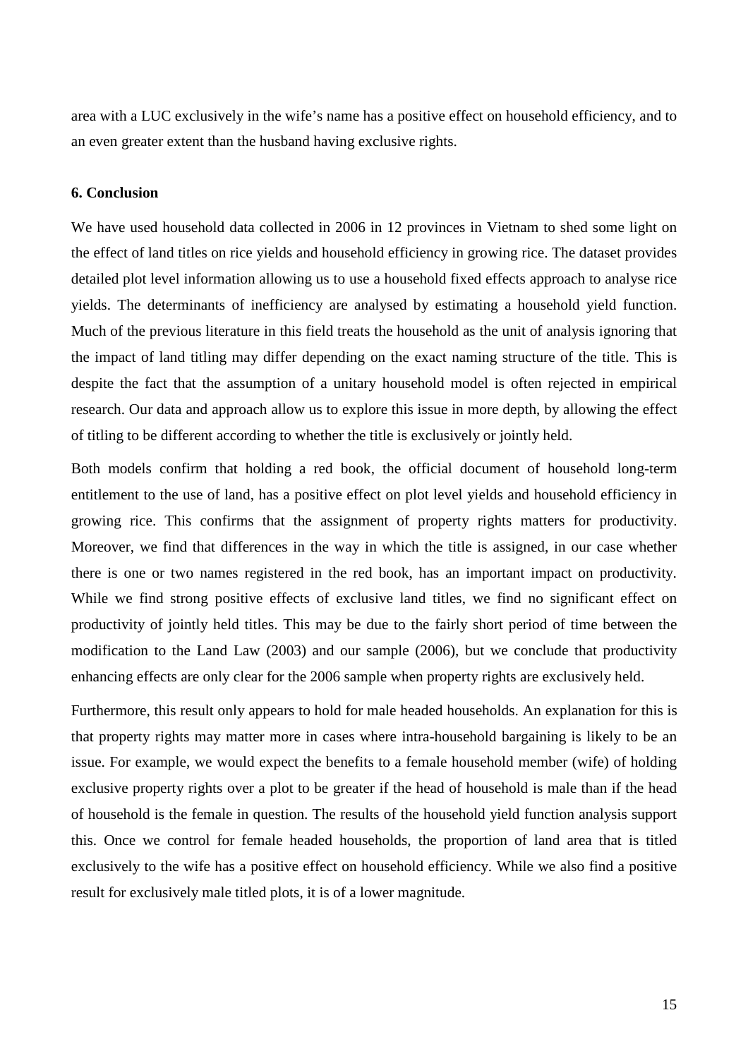area with a LUC exclusively in the wife's name has a positive effect on household efficiency, and to an even greater extent than the husband having exclusive rights.

### 6. Conclusion

We have used household data collected in 2006 in 12 provinces in Vietnam to shed some light on the effect of land titles on rice yields and household efficiency in growing rice. The dataset provides detailed plot level information allowing us to use a household fixed effects approach to analyse rice yields. The determinants of inefficiency are analysed by estimating a household yield function. Much of the previous literature in this field treats the household as the unit of analysis ignoring that the impact of land titling may differ depending on the exact naming structure of the title. This is despite the fact that the assumption of a unitary household model is often rejected in empirical research. Our data and approach allow us to explore this issue in more depth, by allowing the effect of titling to be different according to whether the title is exclusively or jointly held.

Both models confirm that holding a red book, the official document of household long-term entitlement to the use of land, has a positive effect on plot level yields and household efficiency in growing rice. This confirms that the assignment of property rights matters for productivity. Moreover, we find that differences in the way in which the title is assigned, in our case whether there is one or two names registered in the red book, has an important impact on productivity. While we find strong positive effects of exclusive land titles, we find no significant effect on productivity of jointly held titles. This may be due to the fairly short period of time between the modification to the Land Law (2003) and our sample (2006), but we conclude that productivity enhancing effects are only clear for the 2006 sample when property rights are exclusively held.

Furthermore, this result only appears to hold for male headed households. An explanation for this is that property rights may matter more in cases where intra-household bargaining is likely to be an issue. For example, we would expect the benefits to a female household member (wife) of holding exclusive property rights over a plot to be greater if the head of household is male than if the head of household is the female in question. The results of the household yield function analysis support this. Once we control for female headed households, the proportion of land area that is titled exclusively to the wife has a positive effect on household efficiency. While we also find a positive result for exclusively male titled plots, it is of a lower magnitude.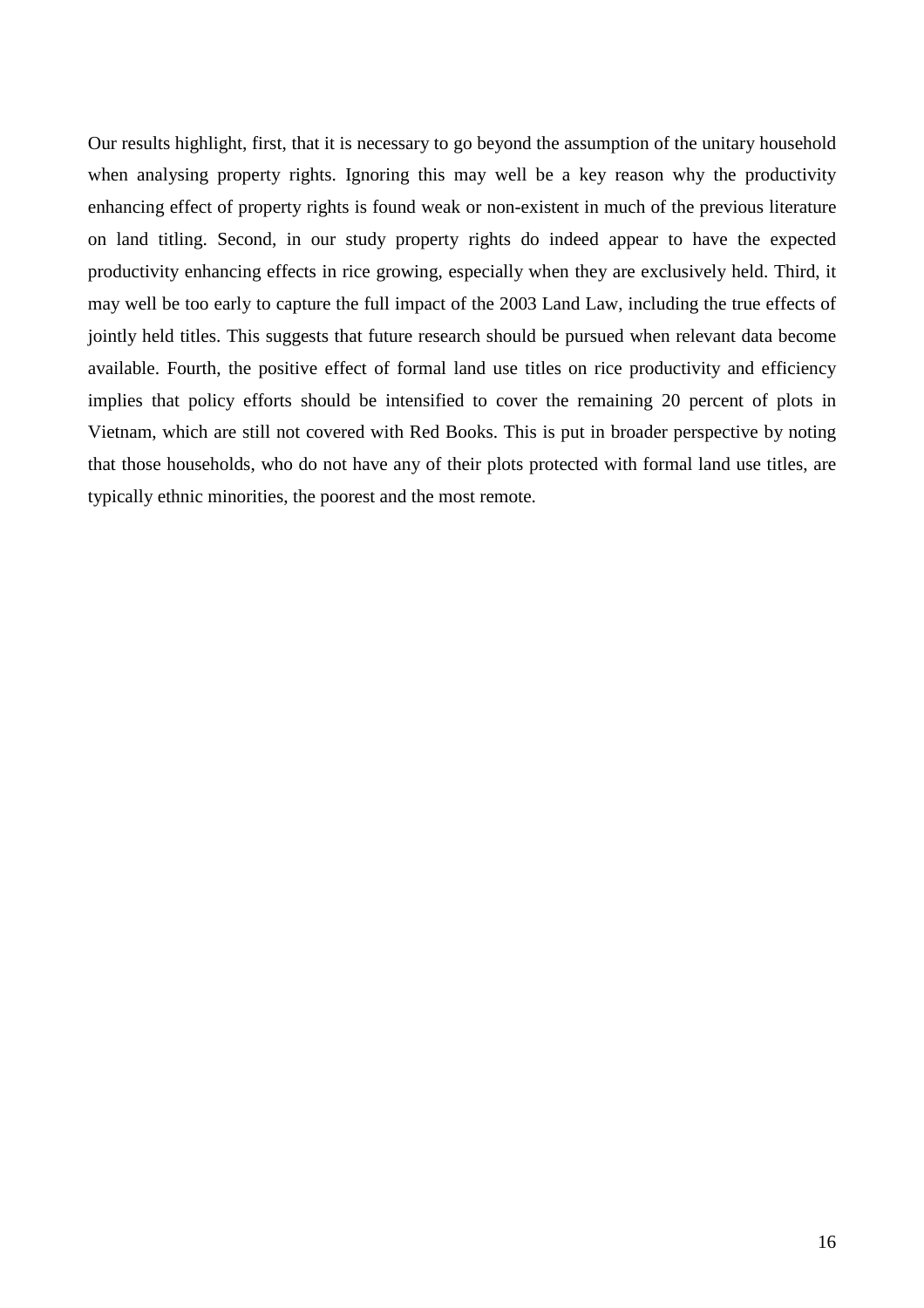Our results highlight, first, that it is necessary to go beyond the assumption of the unitary household when analysing property rights. Ignoring this may well be a key reason why the productivity enhancing effect of property rights is found weak or non-existent in much of the previous literature on land titling. Second, in our study property rights do indeed appear to have the expected productivity enhancing effects in rice growing, especially when they are exclusively held. Third, it may well be too early to capture the full impact of the 2003 Land Law, including the true effects of jointly held titles. This suggests that future research should be pursued when relevant data become available. Fourth, the positive effect of formal land use titles on rice productivity and efficiency implies that policy efforts should be intensified to cover the remaining 20 percent of plots in Vietnam, which are still not covered with Red Books. This is put in broader perspective by noting that those households, who do not have any of their plots protected with formal land use titles, are typically ethnic minorities, the poorest and the most remote.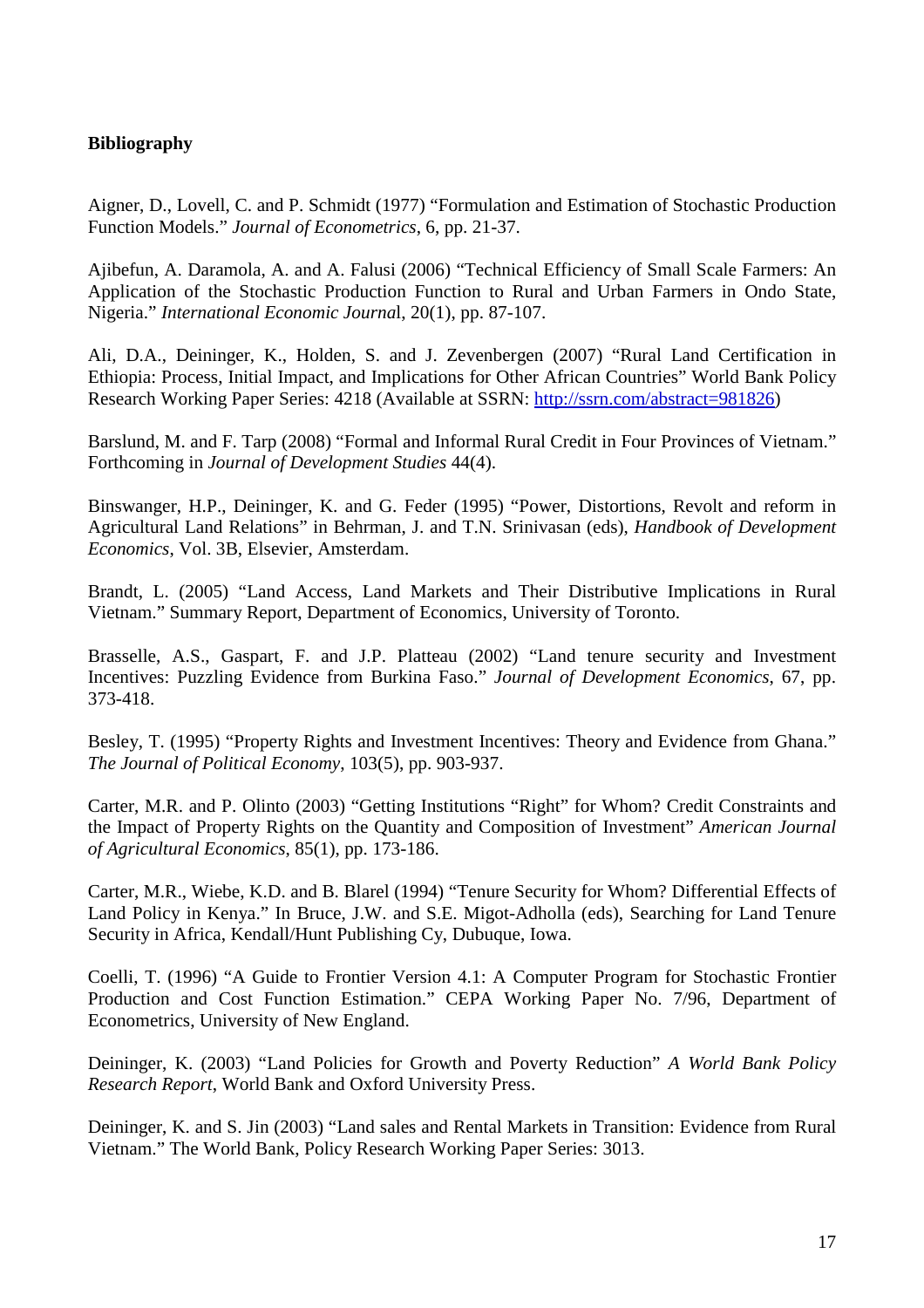**Bibliography**

Aigner, D., Lovell, C. and P. Schmidt (1977) "Formulation and Estimation of Stochastic Production Function Models." *Journal of Econometrics*, 6, pp. 21-37.

Ajibefun, A. Daramola, A. and A. Falusi (2006) "Technical Efficiency of Small Scale Farmers: An Application of the Stochastic Production Function to Rural and Urban Farmers in Ondo State, Nigeria." *International Economic Journa*l, 20(1), pp. 87-107.

Ali, D.A., Deininger, K., Holden, S. and J. Zevenbergen (2007) "Rural Land Certification in Ethiopia: Process, Initial Impact, and Implications for Other African Countries" World Bank Policy Research Working Paper Series: 4218 (Available at SSRN: http://ssrn.com/abstract=981826)

Barslund, M. and F. Tarp (2008) "Formal and Informal Rural Credit in Four Provinces of Vietnam." Forthcoming in *Journal of Development Studies* 44(4).

Binswanger, H.P., Deininger, K. and G. Feder (1995) "Power, Distortions, Revolt and reform in Agricultural Land Relations" in Behrman, J. and T.N. Srinivasan (eds), *Handbook of Development Economics*, Vol. 3B, Elsevier, Amsterdam.

Brandt, L. (2005) "Land Access, Land Markets and Their Distributive Implications in Rural Vietnam." Summary Report, Department of Economics, University of Toronto.

Brasselle, A.S., Gaspart, F. and J.P. Platteau (2002) "Land tenure security and Investment Incentives: Puzzling Evidence from Burkina Faso." *Journal of Development Economics*, 67, pp. 373-418.

Besley, T. (1995) "Property Rights and Investment Incentives: Theory and Evidence from Ghana." *The Journal of Political Economy*, 103(5), pp. 903-937.

Carter, M.R. and P. Olinto (2003) "Getting Institutions "Right" for Whom? Credit Constraints and the Impact of Property Rights on the Quantity and Composition of Investment" *American Journal of Agricultural Economics*, 85(1), pp. 173-186.

Carter, M.R., Wiebe, K.D. and B. Blarel (1994) "Tenure Security for Whom? Differential Effects of Land Policy in Kenya." In Bruce, J.W. and S.E. Migot-Adholla (eds), Searching for Land Tenure Security in Africa, Kendall/Hunt Publishing Cy, Dubuque, Iowa.

Coelli, T. (1996) "A Guide to Frontier Version 4.1: A Computer Program for Stochastic Frontier Production and Cost Function Estimation." CEPA Working Paper No. 7/96, Department of Econometrics, University of New England.

Deininger, K. (2003) "Land Policies for Growth and Poverty Reduction" *A World Bank Policy Research Report*, World Bank and Oxford University Press.

Deininger, K. and S. Jin (2003) "Land sales and Rental Markets in Transition: Evidence from Rural Vietnam." The World Bank, Policy Research Working Paper Series: 3013.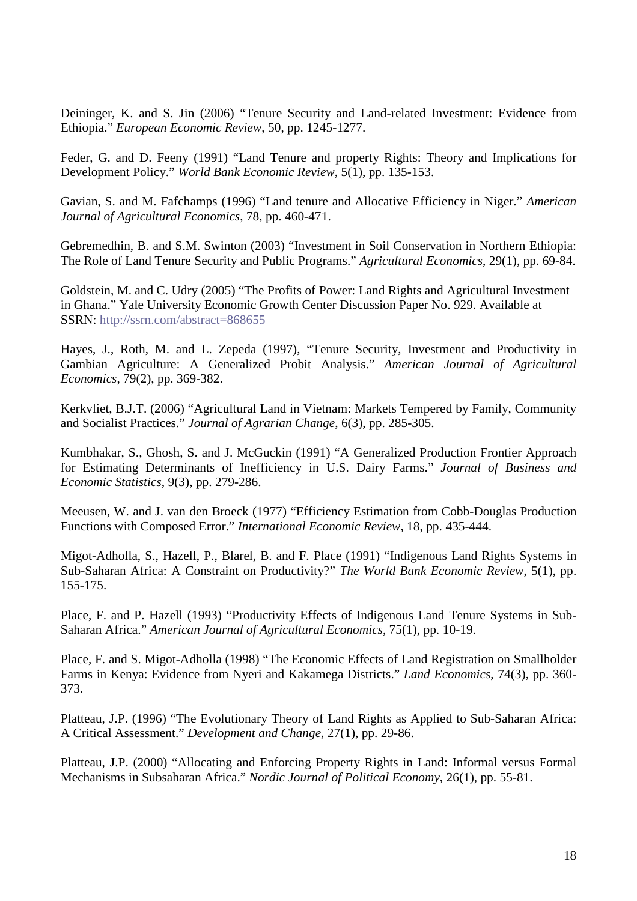Deininger, K. and S. Jin (2006) "Tenure Security and Land-related Investment: Evidence from Ethiopia." *European Economic Review*, 50, pp. 1245-1277.

Feder, G. and D. Feeny (1991) "Land Tenure and property Rights: Theory and Implications for Development Policy." *World Bank Economic Review*, 5(1), pp. 135-153.

Gavian, S. and M. Fafchamps (1996) "Land tenure and Allocative Efficiency in Niger." *American Journal of Agricultural Economics*, 78, pp. 460-471.

Gebremedhin, B. and S.M. Swinton (2003) "Investment in Soil Conservation in Northern Ethiopia: The Role of Land Tenure Security and Public Programs." *Agricultural Economics*, 29(1), pp. 69-84.

Goldstein, M. and C. Udry (2005) "The Profits of Power: Land Rights and Agricultural Investment in Ghana." Yale University Economic Growth Center Discussion Paper No. 929. Available at SSRN: http://ssrn.com/abstract=868655

Hayes, J., Roth, M. and L. Zepeda (1997), "Tenure Security, Investment and Productivity in Gambian Agriculture: A Generalized Probit Analysis." *American Journal of Agricultural Economics*, 79(2), pp. 369-382.

Kerkvliet, B.J.T. (2006) "Agricultural Land in Vietnam: Markets Tempered by Family, Community and Socialist Practices." *Journal of Agrarian Change*, 6(3), pp. 285-305.

Kumbhakar, S., Ghosh, S. and J. McGuckin (1991) "A Generalized Production Frontier Approach for Estimating Determinants of Inefficiency in U.S. Dairy Farms." *Journal of Business and Economic Statistics*, 9(3), pp. 279-286.

Meeusen, W. and J. van den Broeck (1977) "Efficiency Estimation from Cobb-Douglas Production Functions with Composed Error." *International Economic Review*, 18, pp. 435-444.

Migot-Adholla, S., Hazell, P., Blarel, B. and F. Place (1991) "Indigenous Land Rights Systems in Sub-Saharan Africa: A Constraint on Productivity?" *The World Bank Economic Review*, 5(1), pp. 155-175.

Place, F. and P. Hazell (1993) "Productivity Effects of Indigenous Land Tenure Systems in Sub-Saharan Africa." *American Journal of Agricultural Economics*, 75(1), pp. 10-19.

Place, F. and S. Migot-Adholla (1998) "The Economic Effects of Land Registration on Smallholder Farms in Kenya: Evidence from Nyeri and Kakamega Districts." *Land Economics*, 74(3), pp. 360-373.

Platteau, J.P. (1996) "The Evolutionary Theory of Land Rights as Applied to Sub-Saharan Africa: A Critical Assessment." *Development and Change*, 27(1), pp. 29-86.

Platteau, J.P. (2000) "Allocating and Enforcing Property Rights in Land: Informal versus Formal Mechanisms in Subsaharan Africa." *Nordic Journal of Political Economy*, 26(1), pp. 55-81.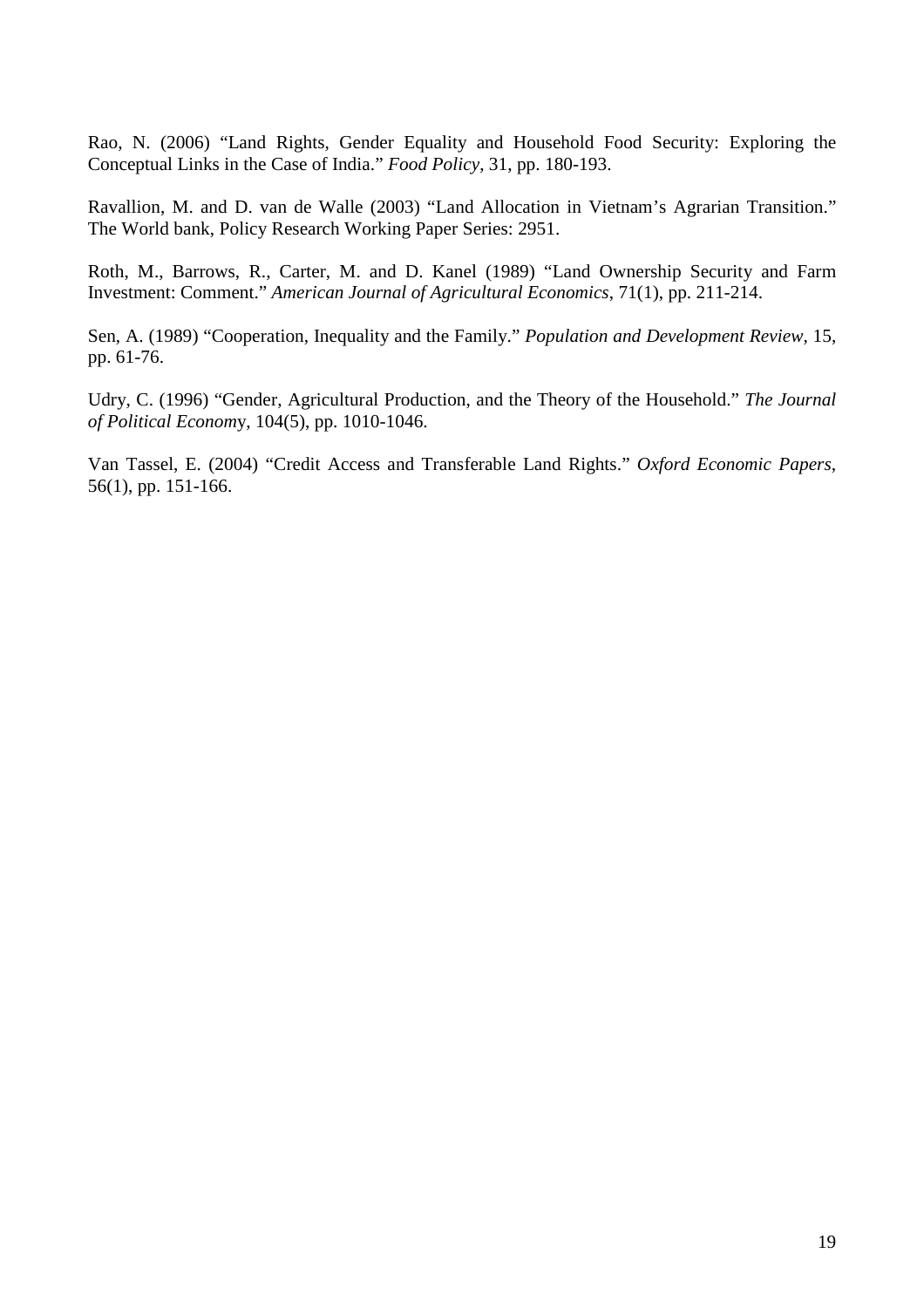Rao, N. (2006) "Land Rights, Gender Equality and Household Food Security: Exploring the Conceptual Links in the Case of India." *Food Policy*, 31, pp. 180-193.

Ravallion, M. and D. van de Walle (2003) "Land Allocation in Vietnam's Agrarian Transition." The World bank, Policy Research Working Paper Series: 2951.

Roth, M., Barrows, R., Carter, M. and D. Kanel (1989) "Land Ownership Security and Farm Investment: Comment." *American Journal of Agricultural Economics*, 71(1), pp. 211-214.

Sen, A. (1989) "Cooperation, Inequality and the Family." *Population and Development Review*, 15, pp. 61-76.

Udry, C. (1996) "Gender, Agricultural Production, and the Theory of the Household." *The Journal of Political Econom*y, 104(5), pp. 1010-1046.

Van Tassel, E. (2004) "Credit Access and Transferable Land Rights." *Oxford Economic Papers*, 56(1), pp. 151-166.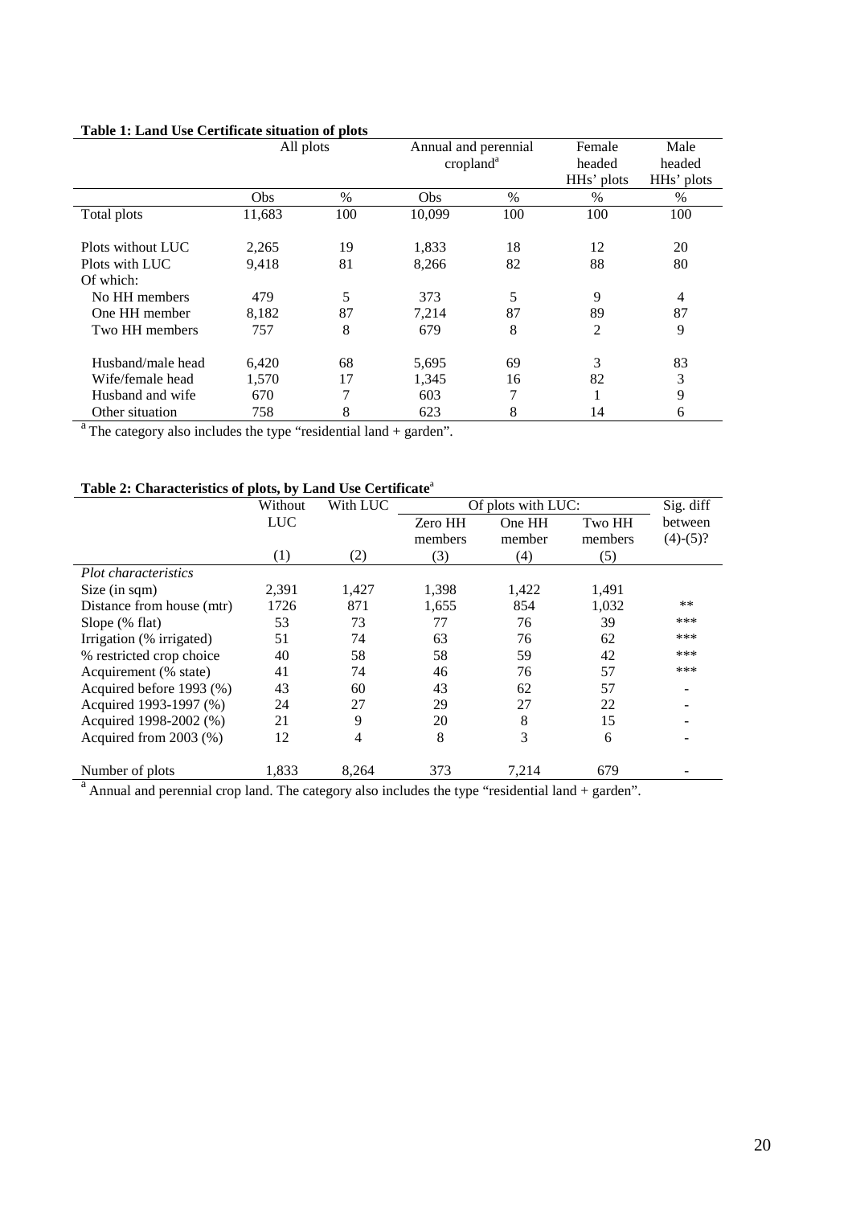**Table 1: Land Use Certificate situation of plots**

| | All plots | | Annual and perennial cropland[a] | | Female headed HHs' plots | Male headed HHs' plots |
|---|---|---|---|---|---|---|
| | Obs | % | Obs | % | % | % |
| Total plots | 11,683 | 100 | 10,099 | 100 | 100 | 100 |
| Plots without LUC | 2,265 | 19 | 1,833 | 18 | 12 | 20 |
| Plots with LUC | 9,418 | 81 | 8,266 | 82 | 88 | 80 |
| Of which: | | | | | | |
| No HH members | 479 | 5 | 373 | 5 | 9 | 4 |
| One HH member | 8,182 | 87 | 7,214 | 87 | 89 | 87 |
| Two HH members | 757 | 8 | 679 | 8 | 2 | 9 |
| Husband/male head | 6,420 | 68 | 5,695 | 69 | 3 | 83 |
| Wife/female head | 1,570 | 17 | 1,345 | 16 | 82 | 3 |
| Husband and wife | 670 | 7 | 603 | 7 | 1 | 9 |
| Other situation | 758 | 8 | 623 | 8 | 14 | 6 |

[a] The category also includes the type "residential land + garden".

**Table 2: Characteristics of plots, by Land Use Certificate**[a]

| | Without LUC | With LUC | Of plots with LUC: | | | Sig. diff between (4)-(5)? |
|---|---|---|---|---|---|---|
| | | | Zero HH members | One HH member | Two HH members | |
| | (1) | (2) | (3) | (4) | (5) | |
| *Plot characteristics* | | | | | | |
| Size (in sqm) | 2,391 | 1,427 | 1,398 | 1,422 | 1,491 | |
| Distance from house (mtr) | 1726 | 871 | 1,655 | 854 | 1,032 | ** |
| Slope (% flat) | 53 | 73 | 77 | 76 | 39 | *** |
| Irrigation (% irrigated) | 51 | 74 | 63 | 76 | 62 | *** |
| % restricted crop choice | 40 | 58 | 58 | 59 | 42 | *** |
| Acquirement (% state) | 41 | 74 | 46 | 76 | 57 | *** |
| Acquired before 1993 (%) | 43 | 60 | 43 | 62 | 57 | - |
| Acquired 1993-1997 (%) | 24 | 27 | 29 | 27 | 22 | - |
| Acquired 1998-2002 (%) | 21 | 9 | 20 | 8 | 15 | - |
| Acquired from 2003 (%) | 12 | 4 | 8 | 3 | 6 | - |
| Number of plots | 1,833 | 8,264 | 373 | 7,214 | 679 | - |

[a] Annual and perennial crop land. The category also includes the type "residential land + garden".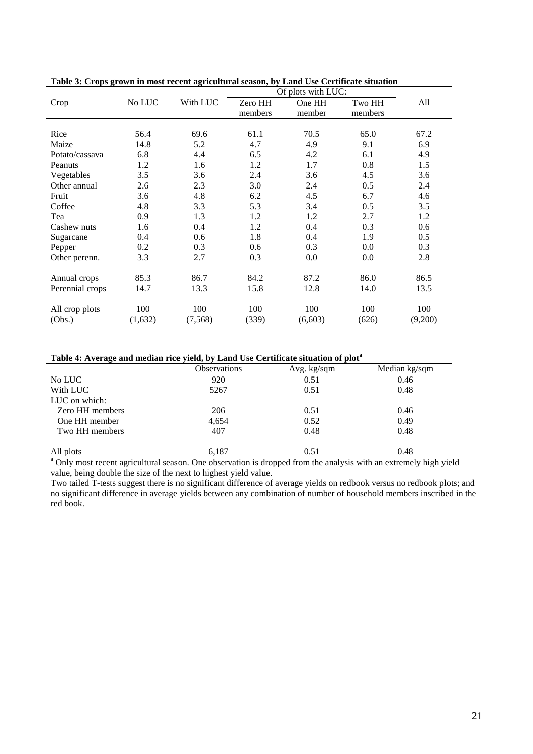**Table 3: Crops grown in most recent agricultural season, by Land Use Certificate situation**

| Crop | No LUC | With LUC | Of plots with LUC: Zero HH members | One HH member | Two HH members | All |
|---|---|---|---|---|---|---|
| Rice | 56.4 | 69.6 | 61.1 | 70.5 | 65.0 | 67.2 |
| Maize | 14.8 | 5.2 | 4.7 | 4.9 | 9.1 | 6.9 |
| Potato/cassava | 6.8 | 4.4 | 6.5 | 4.2 | 6.1 | 4.9 |
| Peanuts | 1.2 | 1.6 | 1.2 | 1.7 | 0.8 | 1.5 |
| Vegetables | 3.5 | 3.6 | 2.4 | 3.6 | 4.5 | 3.6 |
| Other annual | 2.6 | 2.3 | 3.0 | 2.4 | 0.5 | 2.4 |
| Fruit | 3.6 | 4.8 | 6.2 | 4.5 | 6.7 | 4.6 |
| Coffee | 4.8 | 3.3 | 5.3 | 3.4 | 0.5 | 3.5 |
| Tea | 0.9 | 1.3 | 1.2 | 1.2 | 2.7 | 1.2 |
| Cashew nuts | 1.6 | 0.4 | 1.2 | 0.4 | 0.3 | 0.6 |
| Sugarcane | 0.4 | 0.6 | 1.8 | 0.4 | 1.9 | 0.5 |
| Pepper | 0.2 | 0.3 | 0.6 | 0.3 | 0.0 | 0.3 |
| Other perenn. | 3.3 | 2.7 | 0.3 | 0.0 | 0.0 | 2.8 |
| Annual crops | 85.3 | 86.7 | 84.2 | 87.2 | 86.0 | 86.5 |
| Perennial crops | 14.7 | 13.3 | 15.8 | 12.8 | 14.0 | 13.5 |
| All crop plots | 100 | 100 | 100 | 100 | 100 | 100 |
| (Obs.) | (1,632) | (7,568) | (339) | (6,603) | (626) | (9,200) |

**Table 4: Average and median rice yield, by Land Use Certificate situation of plot[a]**

| | Observations | Avg. kg/sqm | Median kg/sqm |
|---|---|---|---|
| No LUC | 920 | 0.51 | 0.46 |
| With LUC | 5267 | 0.51 | 0.48 |
| LUC on which: | | | |
| Zero HH members | 206 | 0.51 | 0.46 |
| One HH member | 4,654 | 0.52 | 0.49 |
| Two HH members | 407 | 0.48 | 0.48 |
| All plots | 6,187 | 0.51 | 0.48 |

[a] Only most recent agricultural season. One observation is dropped from the analysis with an extremely high yield value, being double the size of the next to highest yield value.

Two tailed T-tests suggest there is no significant difference of average yields on redbook versus no redbook plots; and no significant difference in average yields between any combination of number of household members inscribed in the red book.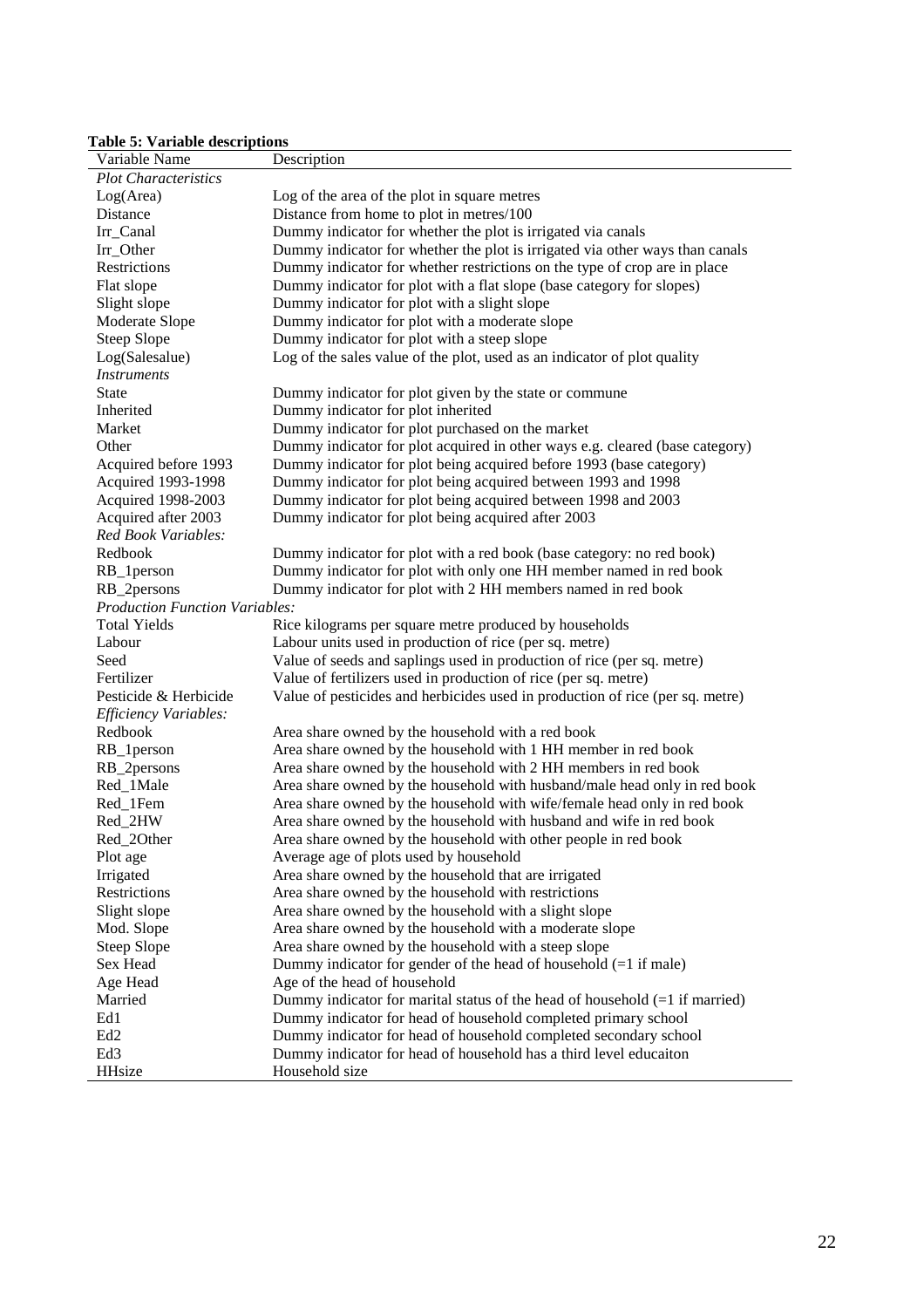**Table 5: Variable descriptions**

| Variable Name | Description |
|---|---|
| *Plot Characteristics* | |
| Log(Area) | Log of the area of the plot in square metres |
| Distance | Distance from home to plot in metres/100 |
| Irr_Canal | Dummy indicator for whether the plot is irrigated via canals |
| Irr_Other | Dummy indicator for whether the plot is irrigated via other ways than canals |
| Restrictions | Dummy indicator for whether restrictions on the type of crop are in place |
| Flat slope | Dummy indicator for plot with a flat slope (base category for slopes) |
| Slight slope | Dummy indicator for plot with a slight slope |
| Moderate Slope | Dummy indicator for plot with a moderate slope |
| Steep Slope | Dummy indicator for plot with a steep slope |
| Log(Salesalue) | Log of the sales value of the plot, used as an indicator of plot quality |
| *Instruments* | |
| State | Dummy indicator for plot given by the state or commune |
| Inherited | Dummy indicator for plot inherited |
| Market | Dummy indicator for plot purchased on the market |
| Other | Dummy indicator for plot acquired in other ways e.g. cleared (base category) |
| Acquired before 1993 | Dummy indicator for plot being acquired before 1993 (base category) |
| Acquired 1993-1998 | Dummy indicator for plot being acquired between 1993 and 1998 |
| Acquired 1998-2003 | Dummy indicator for plot being acquired between 1998 and 2003 |
| Acquired after 2003 | Dummy indicator for plot being acquired after 2003 |
| *Red Book Variables:* | |
| Redbook | Dummy indicator for plot with a red book (base category: no red book) |
| RB_1person | Dummy indicator for plot with only one HH member named in red book |
| RB_2persons | Dummy indicator for plot with 2 HH members named in red book |
| *Production Function Variables:* | |
| Total Yields | Rice kilograms per square metre produced by households |
| Labour | Labour units used in production of rice (per sq. metre) |
| Seed | Value of seeds and saplings used in production of rice (per sq. metre) |
| Fertilizer | Value of fertilizers used in production of rice (per sq. metre) |
| Pesticide & Herbicide | Value of pesticides and herbicides used in production of rice (per sq. metre) |
| *Efficiency Variables:* | |
| Redbook | Area share owned by the household with a red book |
| RB_1person | Area share owned by the household with 1 HH member in red book |
| RB_2persons | Area share owned by the household with 2 HH members in red book |
| Red_1Male | Area share owned by the household with husband/male head only in red book |
| Red_1Fem | Area share owned by the household with wife/female head only in red book |
| Red_2HW | Area share owned by the household with husband and wife in red book |
| Red_2Other | Area share owned by the household with other people in red book |
| Plot age | Average age of plots used by household |
| Irrigated | Area share owned by the household that are irrigated |
| Restrictions | Area share owned by the household with restrictions |
| Slight slope | Area share owned by the household with a slight slope |
| Mod. Slope | Area share owned by the household with a moderate slope |
| Steep Slope | Area share owned by the household with a steep slope |
| Sex Head | Dummy indicator for gender of the head of household (=1 if male) |
| Age Head | Age of the head of household |
| Married | Dummy indicator for marital status of the head of household (=1 if married) |
| Ed1 | Dummy indicator for head of household completed primary school |
| Ed2 | Dummy indicator for head of household completed secondary school |
| Ed3 | Dummy indicator for head of household has a third level educaiton |
| HHsize | Household size |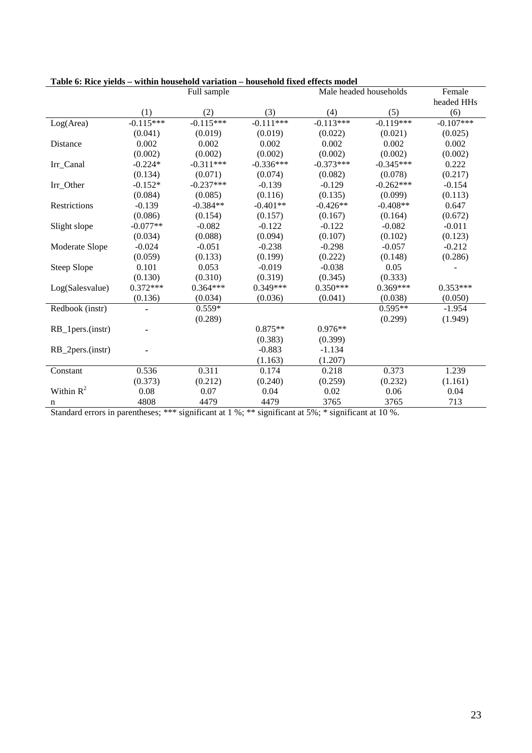**Table 6: Rice yields – within household variation – household fixed effects model**

| | Full sample | | | Male headed households | | Female headed HHs |
|---|---|---|---|---|---|---|
| | (1) | (2) | (3) | (4) | (5) | (6) |
| Log(Area) | -0.115*** | -0.115*** | -0.111*** | -0.113*** | -0.119*** | -0.107*** |
| | (0.041) | (0.019) | (0.019) | (0.022) | (0.021) | (0.025) |
| Distance | 0.002 | 0.002 | 0.002 | 0.002 | 0.002 | 0.002 |
| | (0.002) | (0.002) | (0.002) | (0.002) | (0.002) | (0.002) |
| Irr_Canal | -0.224* | -0.311*** | -0.336*** | -0.373*** | -0.345*** | 0.222 |
| | (0.134) | (0.071) | (0.074) | (0.082) | (0.078) | (0.217) |
| Irr_Other | -0.152* | -0.237*** | -0.139 | -0.129 | -0.262*** | -0.154 |
| | (0.084) | (0.085) | (0.116) | (0.135) | (0.099) | (0.113) |
| Restrictions | -0.139 | -0.384** | -0.401** | -0.426** | -0.408** | 0.647 |
| | (0.086) | (0.154) | (0.157) | (0.167) | (0.164) | (0.672) |
| Slight slope | -0.077** | -0.082 | -0.122 | -0.122 | -0.082 | -0.011 |
| | (0.034) | (0.088) | (0.094) | (0.107) | (0.102) | (0.123) |
| Moderate Slope | -0.024 | -0.051 | -0.238 | -0.298 | -0.057 | -0.212 |
| | (0.059) | (0.133) | (0.199) | (0.222) | (0.148) | (0.286) |
| Steep Slope | 0.101 | 0.053 | -0.019 | -0.038 | 0.05 | - |
| | (0.130) | (0.310) | (0.319) | (0.345) | (0.333) | |
| Log(Salesvalue) | 0.372*** | 0.364*** | 0.349*** | 0.350*** | 0.369*** | 0.353*** |
| | (0.136) | (0.034) | (0.036) | (0.041) | (0.038) | (0.050) |
| Redbook (instr) | - | 0.559* | | | 0.595** | -1.954 |
| | | (0.289) | | | (0.299) | (1.949) |
| RB_1pers.(instr) | - | | 0.875** | 0.976** | | |
| | | | (0.383) | (0.399) | | |
| RB_2pers.(instr) | - | | -0.883 | -1.134 | | |
| | | | (1.163) | (1.207) | | |
| Constant | 0.536 | 0.311 | 0.174 | 0.218 | 0.373 | 1.239 |
| | (0.373) | (0.212) | (0.240) | (0.259) | (0.232) | (1.161) |
| Within $R^2$ | 0.08 | 0.07 | 0.04 | 0.02 | 0.06 | 0.04 |
| n | 4808 | 4479 | 4479 | 3765 | 3765 | 713 |

Standard errors in parentheses; *** significant at 1 %; ** significant at 5%; * significant at 10 %.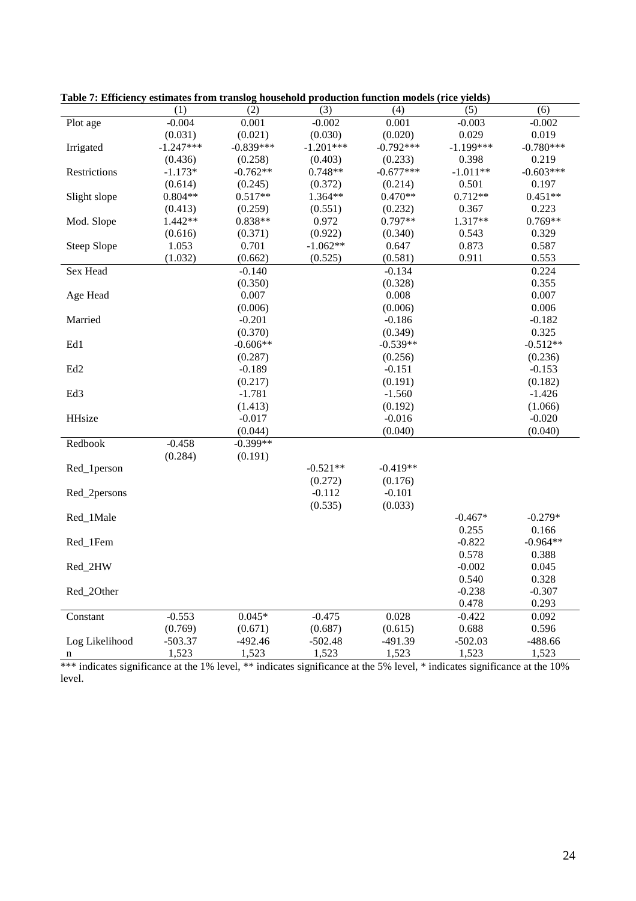**Table 7: Efficiency estimates from translog household production function models (rice yields)**

| | (1) | (2) | (3) | (4) | (5) | (6) |
|---|---|---|---|---|---|---|
| Plot age | -0.004 | 0.001 | -0.002 | 0.001 | -0.003 | -0.002 |
| | (0.031) | (0.021) | (0.030) | (0.020) | 0.029 | 0.019 |
| Irrigated | -1.247*** | -0.839*** | -1.201*** | -0.792*** | -1.199*** | -0.780*** |
| | (0.436) | (0.258) | (0.403) | (0.233) | 0.398 | 0.219 |
| Restrictions | -1.173* | -0.762** | 0.748** | -0.677*** | -1.011** | -0.603*** |
| | (0.614) | (0.245) | (0.372) | (0.214) | 0.501 | 0.197 |
| Slight slope | 0.804** | 0.517** | 1.364** | 0.470** | 0.712** | 0.451** |
| | (0.413) | (0.259) | (0.551) | (0.232) | 0.367 | 0.223 |
| Mod. Slope | 1.442** | 0.838** | 0.972 | 0.797** | 1.317** | 0.769** |
| | (0.616) | (0.371) | (0.922) | (0.340) | 0.543 | 0.329 |
| Steep Slope | 1.053 | 0.701 | -1.062** | 0.647 | 0.873 | 0.587 |
| | (1.032) | (0.662) | (0.525) | (0.581) | 0.911 | 0.553 |
| Sex Head | | -0.140 | | -0.134 | | 0.224 |
| | | (0.350) | | (0.328) | | 0.355 |
| Age Head | | 0.007 | | 0.008 | | 0.007 |
| | | (0.006) | | (0.006) | | 0.006 |
| Married | | -0.201 | | -0.186 | | -0.182 |
| | | (0.370) | | (0.349) | | 0.325 |
| Ed1 | | -0.606** | | -0.539** | | -0.512** |
| | | (0.287) | | (0.256) | | (0.236) |
| Ed2 | | -0.189 | | -0.151 | | -0.153 |
| | | (0.217) | | (0.191) | | (0.182) |
| Ed3 | | -1.781 | | -1.560 | | -1.426 |
| | | (1.413) | | (0.192) | | (1.066) |
| HHsize | | -0.017 | | -0.016 | | -0.020 |
| | | (0.044) | | (0.040) | | (0.040) |
| Redbook | -0.458 | -0.399** | | | | |
| | (0.284) | (0.191) | | | | |
| Red_1person | | | -0.521** | -0.419** | | |
| | | | (0.272) | (0.176) | | |
| Red_2persons | | | -0.112 | -0.101 | | |
| | | | (0.535) | (0.033) | | |
| Red_1Male | | | | | -0.467* | -0.279* |
| | | | | | 0.255 | 0.166 |
| Red_1Fem | | | | | -0.822 | -0.964** |
| | | | | | 0.578 | 0.388 |
| Red_2HW | | | | | -0.002 | 0.045 |
| | | | | | 0.540 | 0.328 |
| Red_2Other | | | | | -0.238 | -0.307 |
| | | | | | 0.478 | 0.293 |
| Constant | -0.553 | 0.045* | -0.475 | 0.028 | -0.422 | 0.092 |
| | (0.769) | (0.671) | (0.687) | (0.615) | 0.688 | 0.596 |
| Log Likelihood | -503.37 | -492.46 | -502.48 | -491.39 | -502.03 | -488.66 |
| n | 1,523 | 1,523 | 1,523 | 1,523 | 1,523 | 1,523 |

*** indicates significance at the 1% level, ** indicates significance at the 5% level, * indicates significance at the 10% level.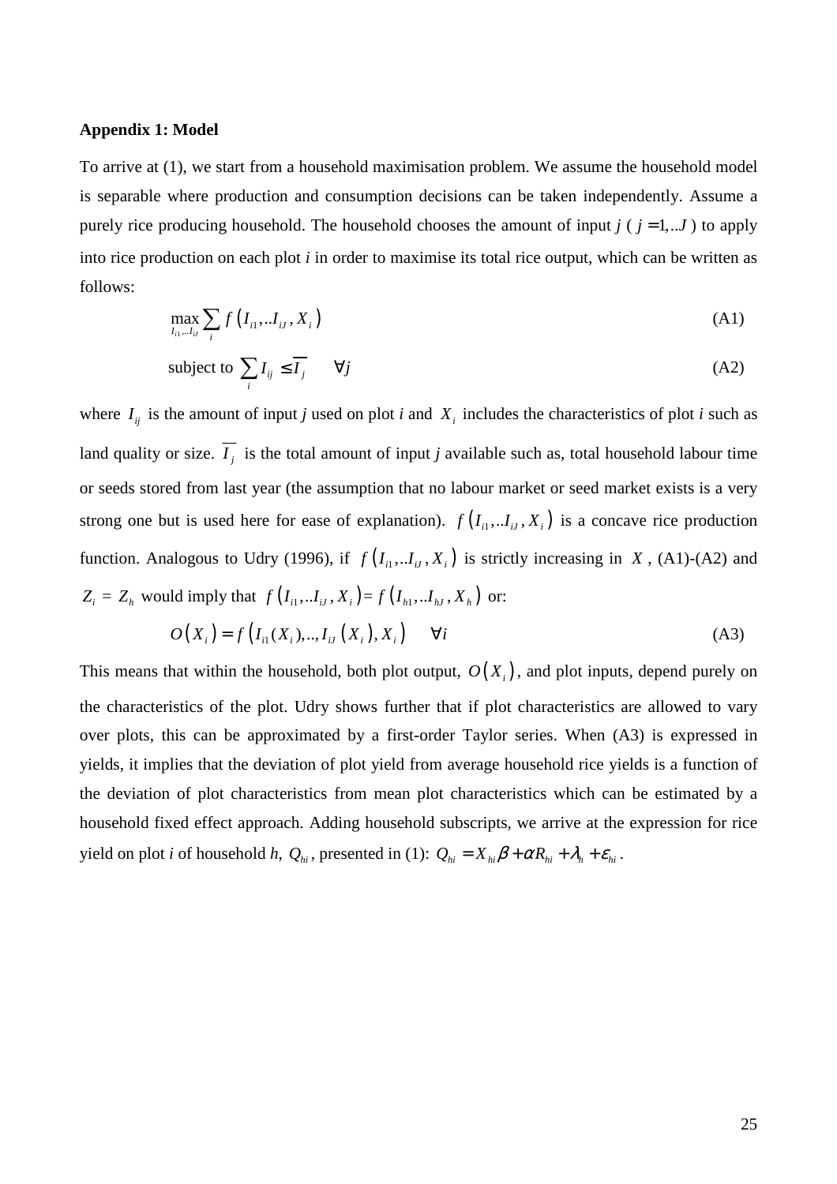**Appendix 1: Model**

To arrive at (1), we start from a household maximisation problem. We assume the household model is separable where production and consumption decisions can be taken independently. Assume a purely rice producing household. The household chooses the amount of input *j* ( $j = 1,..J$ ) to apply into rice production on each plot *i* in order to maximise its total rice output, which can be written as follows:

$$\max_{I_{i1},..I_{iJ}} \sum_i f\left(I_{i1},..I_{iJ}, X_i\right) \qquad \text{(A1)}$$

$$\text{subject to } \sum_i I_{ij} \leq \overline{I_j} \qquad \forall j \qquad \text{(A2)}$$

where $I_{ij}$ is the amount of input *j* used on plot *i* and $X_i$ includes the characteristics of plot *i* such as land quality or size. $\overline{I_j}$ is the total amount of input *j* available such as, total household labour time or seeds stored from last year (the assumption that no labour market or seed market exists is a very strong one but is used here for ease of explanation). $f\left(I_{i1},..I_{iJ}, X_i\right)$ is a concave rice production function. Analogous to Udry (1996), if $f\left(I_{i1},..I_{iJ}, X_i\right)$ is strictly increasing in $X$, (A1)-(A2) and $Z_i = Z_h$ would imply that $f\left(I_{i1},..I_{iJ}, X_i\right) = f\left(I_{h1},..I_{hJ}, X_h\right)$ or:

$$O\left(X_i\right) = f\left(I_{i1}(X_i),..,I_{iJ}\left(X_i\right), X_i\right) \qquad \forall i \qquad \text{(A3)}$$

This means that within the household, both plot output, $O\left(X_i\right)$, and plot inputs, depend purely on the characteristics of the plot. Udry shows further that if plot characteristics are allowed to vary over plots, this can be approximated by a first-order Taylor series. When (A3) is expressed in yields, it implies that the deviation of plot yield from average household rice yields is a function of the deviation of plot characteristics from mean plot characteristics which can be estimated by a household fixed effect approach. Adding household subscripts, we arrive at the expression for rice yield on plot *i* of household *h*, $Q_{hi}$, presented in (1): $Q_{hi} = X_{hi}\beta + \alpha R_{hi} + \lambda_h + \varepsilon_{hi}$.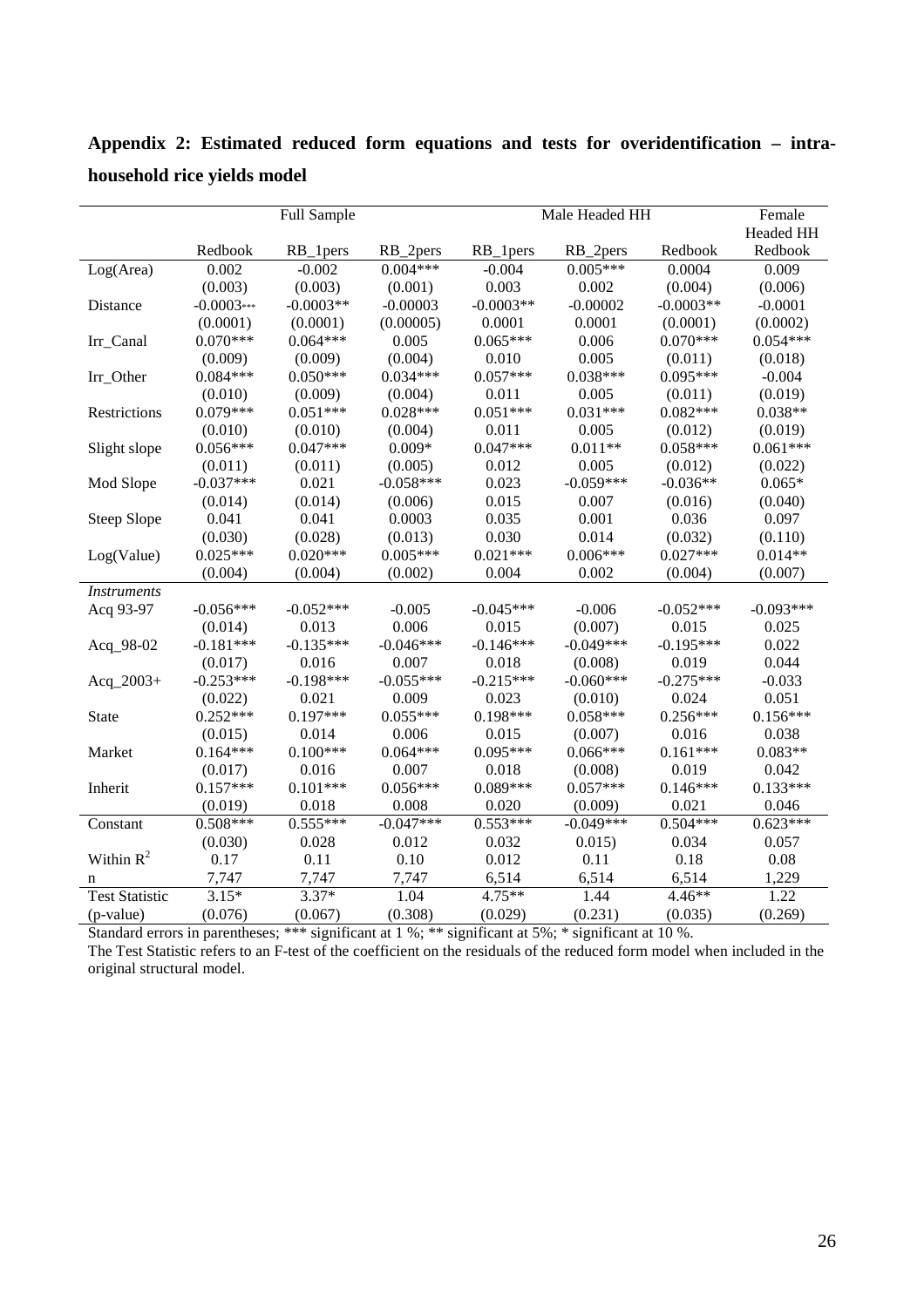**Appendix 2: Estimated reduced form equations and tests for overidentification – intra-household rice yields model**

| | Full Sample | | | Male Headed HH | | | Female Headed HH |
|---|---|---|---|---|---|---|---|
| | Redbook | RB_1pers | RB_2pers | RB_1pers | RB_2pers | Redbook | Redbook |
| Log(Area) | 0.002 | -0.002 | 0.004*** | -0.004 | 0.005*** | 0.0004 | 0.009 |
| | (0.003) | (0.003) | (0.001) | 0.003 | 0.002 | (0.004) | (0.006) |
| Distance | -0.0003*** | -0.0003** | -0.00003 | -0.0003** | -0.00002 | -0.0003** | -0.0001 |
| | (0.0001) | (0.0001) | (0.00005) | 0.0001 | 0.0001 | (0.0001) | (0.0002) |
| Irr_Canal | 0.070*** | 0.064*** | 0.005 | 0.065*** | 0.006 | 0.070*** | 0.054*** |
| | (0.009) | (0.009) | (0.004) | 0.010 | 0.005 | (0.011) | (0.018) |
| Irr_Other | 0.084*** | 0.050*** | 0.034*** | 0.057*** | 0.038*** | 0.095*** | -0.004 |
| | (0.010) | (0.009) | (0.004) | 0.011 | 0.005 | (0.011) | (0.019) |
| Restrictions | 0.079*** | 0.051*** | 0.028*** | 0.051*** | 0.031*** | 0.082*** | 0.038** |
| | (0.010) | (0.010) | (0.004) | 0.011 | 0.005 | (0.012) | (0.019) |
| Slight slope | 0.056*** | 0.047*** | 0.009* | 0.047*** | 0.011** | 0.058*** | 0.061*** |
| | (0.011) | (0.011) | (0.005) | 0.012 | 0.005 | (0.012) | (0.022) |
| Mod Slope | -0.037*** | 0.021 | -0.058*** | 0.023 | -0.059*** | -0.036** | 0.065* |
| | (0.014) | (0.014) | (0.006) | 0.015 | 0.007 | (0.016) | (0.040) |
| Steep Slope | 0.041 | 0.041 | 0.0003 | 0.035 | 0.001 | 0.036 | 0.097 |
| | (0.030) | (0.028) | (0.013) | 0.030 | 0.014 | (0.032) | (0.110) |
| Log(Value) | 0.025*** | 0.020*** | 0.005*** | 0.021*** | 0.006*** | 0.027*** | 0.014** |
| | (0.004) | (0.004) | (0.002) | 0.004 | 0.002 | (0.004) | (0.007) |
| *Instruments* | | | | | | | |
| Acq 93-97 | -0.056*** | -0.052*** | -0.005 | -0.045*** | -0.006 | -0.052*** | -0.093*** |
| | (0.014) | 0.013 | 0.006 | 0.015 | (0.007) | 0.015 | 0.025 |
| Acq_98-02 | -0.181*** | -0.135*** | -0.046*** | -0.146*** | -0.049*** | -0.195*** | 0.022 |
| | (0.017) | 0.016 | 0.007 | 0.018 | (0.008) | 0.019 | 0.044 |
| Acq_2003+ | -0.253*** | -0.198*** | -0.055*** | -0.215*** | -0.060*** | -0.275*** | -0.033 |
| | (0.022) | 0.021 | 0.009 | 0.023 | (0.010) | 0.024 | 0.051 |
| State | 0.252*** | 0.197*** | 0.055*** | 0.198*** | 0.058*** | 0.256*** | 0.156*** |
| | (0.015) | 0.014 | 0.006 | 0.015 | (0.007) | 0.016 | 0.038 |
| Market | 0.164*** | 0.100*** | 0.064*** | 0.095*** | 0.066*** | 0.161*** | 0.083** |
| | (0.017) | 0.016 | 0.007 | 0.018 | (0.008) | 0.019 | 0.042 |
| Inherit | 0.157*** | 0.101*** | 0.056*** | 0.089*** | 0.057*** | 0.146*** | 0.133*** |
| | (0.019) | 0.018 | 0.008 | 0.020 | (0.009) | 0.021 | 0.046 |
| Constant | 0.508*** | 0.555*** | -0.047*** | 0.553*** | -0.049*** | 0.504*** | 0.623*** |
| | (0.030) | 0.028 | 0.012 | 0.032 | 0.015) | 0.034 | 0.057 |
| Within $R^2$ | 0.17 | 0.11 | 0.10 | 0.012 | 0.11 | 0.18 | 0.08 |
| n | 7,747 | 7,747 | 7,747 | 6,514 | 6,514 | 6,514 | 1,229 |
| Test Statistic | 3.15* | 3.37* | 1.04 | 4.75** | 1.44 | 4.46** | 1.22 |
| (p-value) | (0.076) | (0.067) | (0.308) | (0.029) | (0.231) | (0.035) | (0.269) |

Standard errors in parentheses; *** significant at 1 %; ** significant at 5%; * significant at 10 %.

The Test Statistic refers to an F-test of the coefficient on the residuals of the reduced form model when included in the original structural model.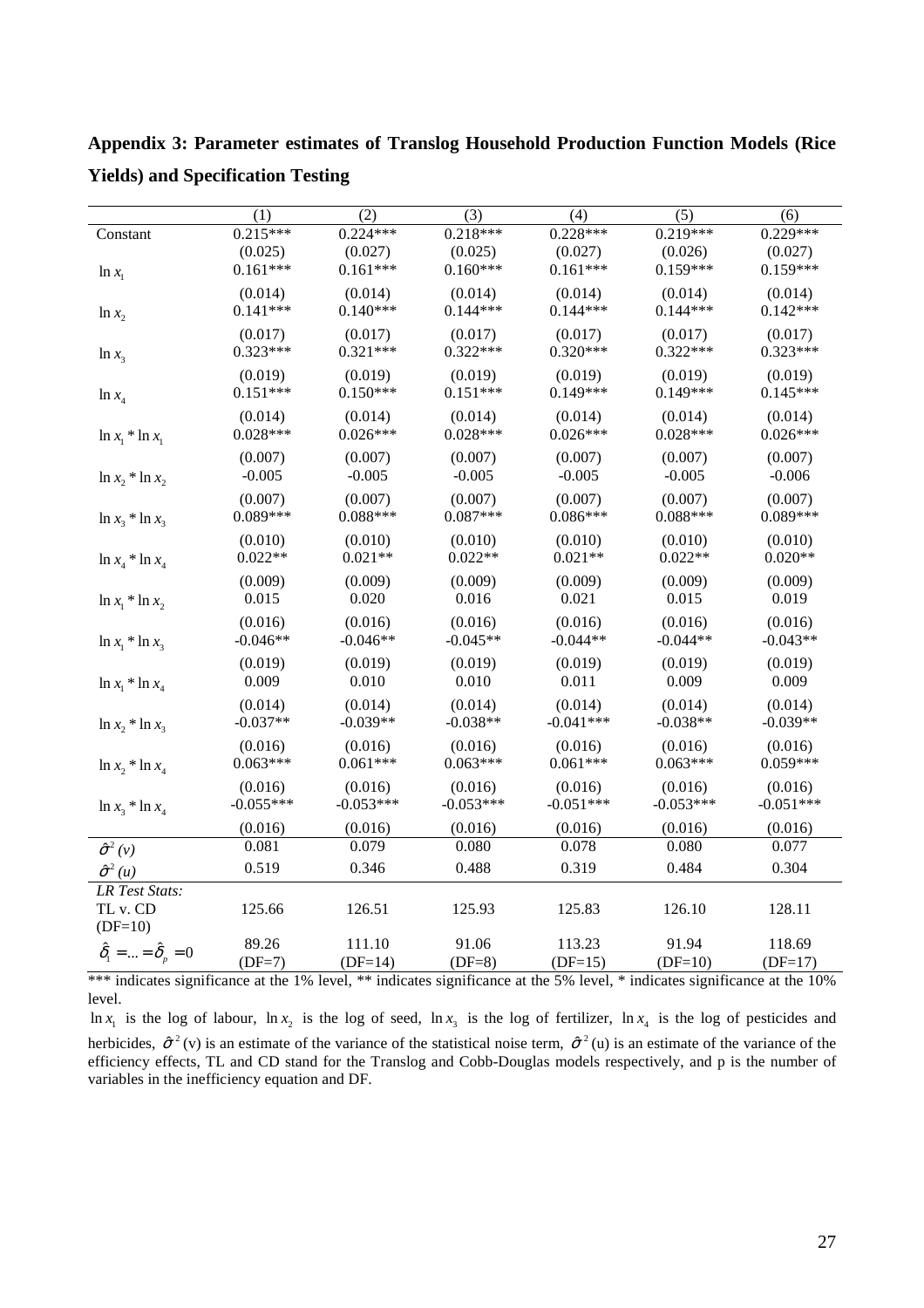**Appendix 3: Parameter estimates of Translog Household Production Function Models (Rice Yields) and Specification Testing**

| | (1) | (2) | (3) | (4) | (5) | (6) |
|---|---|---|---|---|---|---|
| Constant | 0.215*** | 0.224*** | 0.218*** | 0.228*** | 0.219*** | 0.229*** |
| | (0.025) | (0.027) | (0.025) | (0.027) | (0.026) | (0.027) |
| $\ln x_1$ | 0.161*** | 0.161*** | 0.160*** | 0.161*** | 0.159*** | 0.159*** |
| | (0.014) | (0.014) | (0.014) | (0.014) | (0.014) | (0.014) |
| $\ln x_2$ | 0.141*** | 0.140*** | 0.144*** | 0.144*** | 0.144*** | 0.142*** |
| | (0.017) | (0.017) | (0.017) | (0.017) | (0.017) | (0.017) |
| $\ln x_3$ | 0.323*** | 0.321*** | 0.322*** | 0.320*** | 0.322*** | 0.323*** |
| | (0.019) | (0.019) | (0.019) | (0.019) | (0.019) | (0.019) |
| $\ln x_4$ | 0.151*** | 0.150*** | 0.151*** | 0.149*** | 0.149*** | 0.145*** |
| | (0.014) | (0.014) | (0.014) | (0.014) | (0.014) | (0.014) |
| $\ln x_1 * \ln x_1$ | 0.028*** | 0.026*** | 0.028*** | 0.026*** | 0.028*** | 0.026*** |
| | (0.007) | (0.007) | (0.007) | (0.007) | (0.007) | (0.007) |
| $\ln x_2 * \ln x_2$ | -0.005 | -0.005 | -0.005 | -0.005 | -0.005 | -0.006 |
| | (0.007) | (0.007) | (0.007) | (0.007) | (0.007) | (0.007) |
| $\ln x_3 * \ln x_3$ | 0.089*** | 0.088*** | 0.087*** | 0.086*** | 0.088*** | 0.089*** |
| | (0.010) | (0.010) | (0.010) | (0.010) | (0.010) | (0.010) |
| $\ln x_4 * \ln x_4$ | 0.022** | 0.021** | 0.022** | 0.021** | 0.022** | 0.020** |
| | (0.009) | (0.009) | (0.009) | (0.009) | (0.009) | (0.009) |
| $\ln x_1 * \ln x_2$ | 0.015 | 0.020 | 0.016 | 0.021 | 0.015 | 0.019 |
| | (0.016) | (0.016) | (0.016) | (0.016) | (0.016) | (0.016) |
| $\ln x_1 * \ln x_3$ | -0.046** | -0.046** | -0.045** | -0.044** | -0.044** | -0.043** |
| | (0.019) | (0.019) | (0.019) | (0.019) | (0.019) | (0.019) |
| $\ln x_1 * \ln x_4$ | 0.009 | 0.010 | 0.010 | 0.011 | 0.009 | 0.009 |
| | (0.014) | (0.014) | (0.014) | (0.014) | (0.014) | (0.014) |
| $\ln x_2 * \ln x_3$ | -0.037** | -0.039** | -0.038** | -0.041*** | -0.038** | -0.039** |
| | (0.016) | (0.016) | (0.016) | (0.016) | (0.016) | (0.016) |
| $\ln x_2 * \ln x_4$ | 0.063*** | 0.061*** | 0.063*** | 0.061*** | 0.063*** | 0.059*** |
| | (0.016) | (0.016) | (0.016) | (0.016) | (0.016) | (0.016) |
| $\ln x_3 * \ln x_4$ | -0.055*** | -0.053*** | -0.053*** | -0.051*** | -0.053*** | -0.051*** |
| | (0.016) | (0.016) | (0.016) | (0.016) | (0.016) | (0.016) |
| $\hat{\sigma}^2(v)$ | 0.081 | 0.079 | 0.080 | 0.078 | 0.080 | 0.077 |
| $\hat{\sigma}^2(u)$ | 0.519 | 0.346 | 0.488 | 0.319 | 0.484 | 0.304 |
| *LR Test Stats:* | | | | | | |
| TL v. CD (DF=10) | 125.66 | 126.51 | 125.93 | 125.83 | 126.10 | 128.11 |
| $\hat{\delta}_1 = ... = \hat{\delta}_p = 0$ | 89.26 (DF=7) | 111.10 (DF=14) | 91.06 (DF=8) | 113.23 (DF=15) | 91.94 (DF=10) | 118.69 (DF=17) |

*** indicates significance at the 1% level, ** indicates significance at the 5% level, * indicates significance at the 10% level.

$\ln x_1$ is the log of labour, $\ln x_2$ is the log of seed, $\ln x_3$ is the log of fertilizer, $\ln x_4$ is the log of pesticides and herbicides, $\hat{\sigma}^2$(v) is an estimate of the variance of the statistical noise term, $\hat{\sigma}^2$(u) is an estimate of the variance of the efficiency effects, TL and CD stand for the Translog and Cobb-Douglas models respectively, and p is the number of variables in the inefficiency equation and DF.